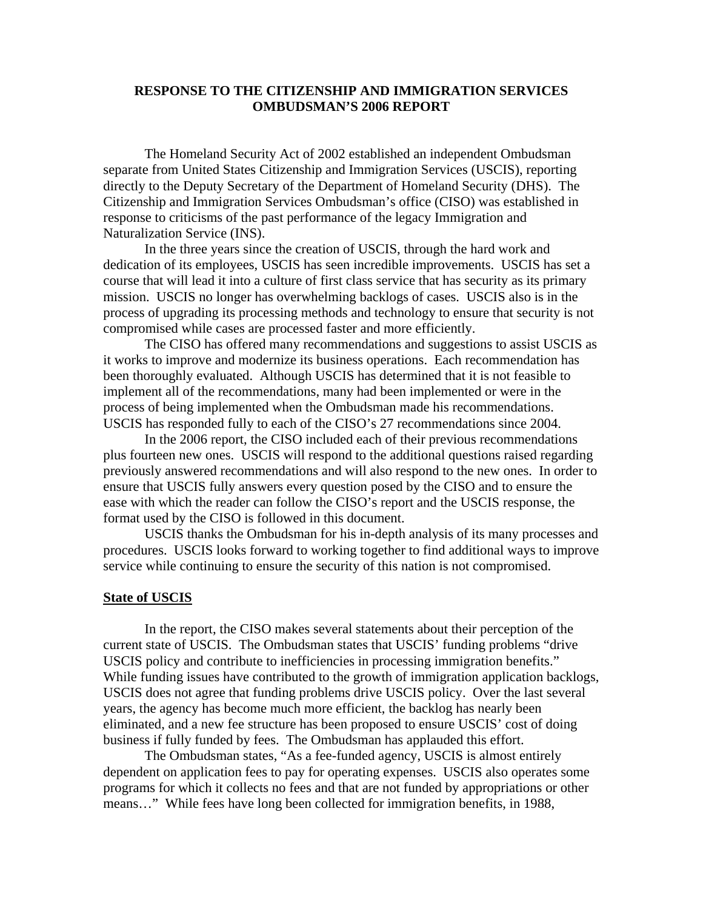# RESPONSE TO THE CITIZENSHIP AND IMMIGRATION SERVICES OMBUDSMAN'S 2006 REPORT

The Homeland Security Act of 2002 established an independent Ombudsman separate from United States Citizenship and Immigration Services (USCIS), reporting directly to the Deputy Secretary of the Department of Homeland Security (DHS). The Citizenship and Immigration Services Ombudsman's office (CISO) was established in response to criticisms of the past performance of the legacy Immigration and Naturalization Service (INS).

In the three years since the creation of USCIS, through the hard work and dedication of its employees, USCIS has seen incredible improvements. USCIS has set a course that will lead it into a culture of first class service that has security as its primary mission. USCIS no longer has overwhelming backlogs of cases. USCIS also is in the process of upgrading its processing methods and technology to ensure that security is not compromised while cases are processed faster and more efficiently.

The CISO has offered many recommendations and suggestions to assist USCIS as it works to improve and modernize its business operations. Each recommendation has been thoroughly evaluated. Although USCIS has determined that it is not feasible to implement all of the recommendations, many had been implemented or were in the process of being implemented when the Ombudsman made his recommendations. USCIS has responded fully to each of the CISO's 27 recommendations since 2004.

In the 2006 report, the CISO included each of their previous recommendations plus fourteen new ones. USCIS will respond to the additional questions raised regarding previously answered recommendations and will also respond to the new ones. In order to ensure that USCIS fully answers every question posed by the CISO and to ensure the ease with which the reader can follow the CISO's report and the USCIS response, the format used by the CISO is followed in this document.

USCIS thanks the Ombudsman for his in-depth analysis of its many processes and procedures. USCIS looks forward to working together to find additional ways to improve service while continuing to ensure the security of this nation is not compromised.

## State of USCIS

In the report, the CISO makes several statements about their perception of the current state of USCIS. The Ombudsman states that USCIS' funding problems "drive USCIS policy and contribute to inefficiencies in processing immigration benefits." While funding issues have contributed to the growth of immigration application backlogs, USCIS does not agree that funding problems drive USCIS policy. Over the last several years, the agency has become much more efficient, the backlog has nearly been eliminated, and a new fee structure has been proposed to ensure USCIS' cost of doing business if fully funded by fees. The Ombudsman has applauded this effort.

The Ombudsman states, "As a fee-funded agency, USCIS is almost entirely dependent on application fees to pay for operating expenses. USCIS also operates some programs for which it collects no fees and that are not funded by appropriations or other means…" While fees have long been collected for immigration benefits, in 1988,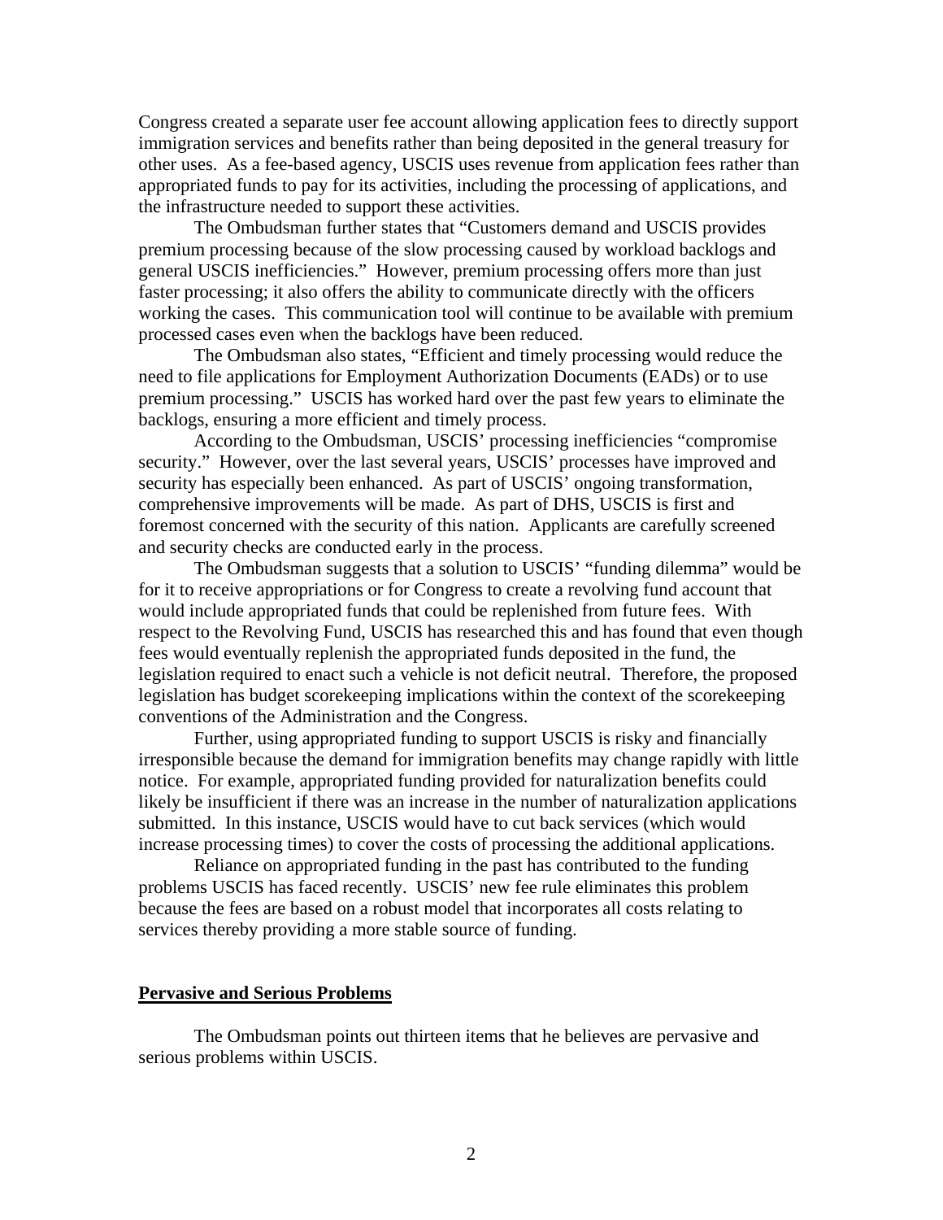Congress created a separate user fee account allowing application fees to directly support immigration services and benefits rather than being deposited in the general treasury for other uses. As a fee-based agency, USCIS uses revenue from application fees rather than appropriated funds to pay for its activities, including the processing of applications, and the infrastructure needed to support these activities.

The Ombudsman further states that "Customers demand and USCIS provides premium processing because of the slow processing caused by workload backlogs and general USCIS inefficiencies." However, premium processing offers more than just faster processing; it also offers the ability to communicate directly with the officers working the cases. This communication tool will continue to be available with premium processed cases even when the backlogs have been reduced.

The Ombudsman also states, "Efficient and timely processing would reduce the need to file applications for Employment Authorization Documents (EADs) or to use premium processing." USCIS has worked hard over the past few years to eliminate the backlogs, ensuring a more efficient and timely process.

According to the Ombudsman, USCIS' processing inefficiencies "compromise security." However, over the last several years, USCIS' processes have improved and security has especially been enhanced. As part of USCIS' ongoing transformation, comprehensive improvements will be made. As part of DHS, USCIS is first and foremost concerned with the security of this nation. Applicants are carefully screened and security checks are conducted early in the process.

The Ombudsman suggests that a solution to USCIS' "funding dilemma" would be for it to receive appropriations or for Congress to create a revolving fund account that would include appropriated funds that could be replenished from future fees. With respect to the Revolving Fund, USCIS has researched this and has found that even though fees would eventually replenish the appropriated funds deposited in the fund, the legislation required to enact such a vehicle is not deficit neutral. Therefore, the proposed legislation has budget scorekeeping implications within the context of the scorekeeping conventions of the Administration and the Congress.

Further, using appropriated funding to support USCIS is risky and financially irresponsible because the demand for immigration benefits may change rapidly with little notice. For example, appropriated funding provided for naturalization benefits could likely be insufficient if there was an increase in the number of naturalization applications submitted. In this instance, USCIS would have to cut back services (which would increase processing times) to cover the costs of processing the additional applications.

Reliance on appropriated funding in the past has contributed to the funding problems USCIS has faced recently. USCIS' new fee rule eliminates this problem because the fees are based on a robust model that incorporates all costs relating to services thereby providing a more stable source of funding.

## Pervasive and Serious Problems

The Ombudsman points out thirteen items that he believes are pervasive and serious problems within USCIS.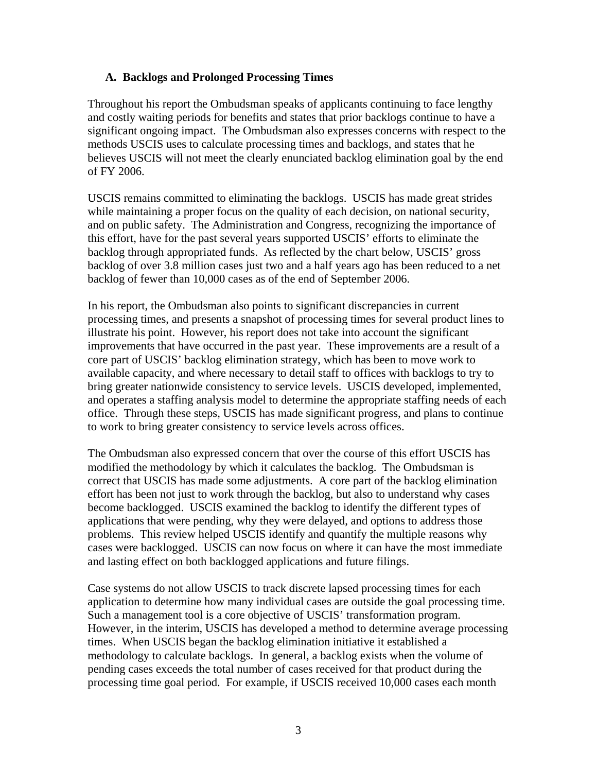### A. Backlogs and Prolonged Processing Times

Throughout his report the Ombudsman speaks of applicants continuing to face lengthy and costly waiting periods for benefits and states that prior backlogs continue to have a significant ongoing impact. The Ombudsman also expresses concerns with respect to the methods USCIS uses to calculate processing times and backlogs, and states that he believes USCIS will not meet the clearly enunciated backlog elimination goal by the end of FY 2006.

USCIS remains committed to eliminating the backlogs. USCIS has made great strides while maintaining a proper focus on the quality of each decision, on national security, and on public safety. The Administration and Congress, recognizing the importance of this effort, have for the past several years supported USCIS' efforts to eliminate the backlog through appropriated funds. As reflected by the chart below, USCIS' gross backlog of over 3.8 million cases just two and a half years ago has been reduced to a net backlog of fewer than 10,000 cases as of the end of September 2006.

In his report, the Ombudsman also points to significant discrepancies in current processing times, and presents a snapshot of processing times for several product lines to illustrate his point. However, his report does not take into account the significant improvements that have occurred in the past year. These improvements are a result of a core part of USCIS' backlog elimination strategy, which has been to move work to available capacity, and where necessary to detail staff to offices with backlogs to try to bring greater nationwide consistency to service levels. USCIS developed, implemented, and operates a staffing analysis model to determine the appropriate staffing needs of each office. Through these steps, USCIS has made significant progress, and plans to continue to work to bring greater consistency to service levels across offices.

The Ombudsman also expressed concern that over the course of this effort USCIS has modified the methodology by which it calculates the backlog. The Ombudsman is correct that USCIS has made some adjustments. A core part of the backlog elimination effort has been not just to work through the backlog, but also to understand why cases become backlogged. USCIS examined the backlog to identify the different types of applications that were pending, why they were delayed, and options to address those problems. This review helped USCIS identify and quantify the multiple reasons why cases were backlogged. USCIS can now focus on where it can have the most immediate and lasting effect on both backlogged applications and future filings.

Case systems do not allow USCIS to track discrete lapsed processing times for each application to determine how many individual cases are outside the goal processing time. Such a management tool is a core objective of USCIS' transformation program. However, in the interim, USCIS has developed a method to determine average processing times. When USCIS began the backlog elimination initiative it established a methodology to calculate backlogs. In general, a backlog exists when the volume of pending cases exceeds the total number of cases received for that product during the processing time goal period. For example, if USCIS received 10,000 cases each month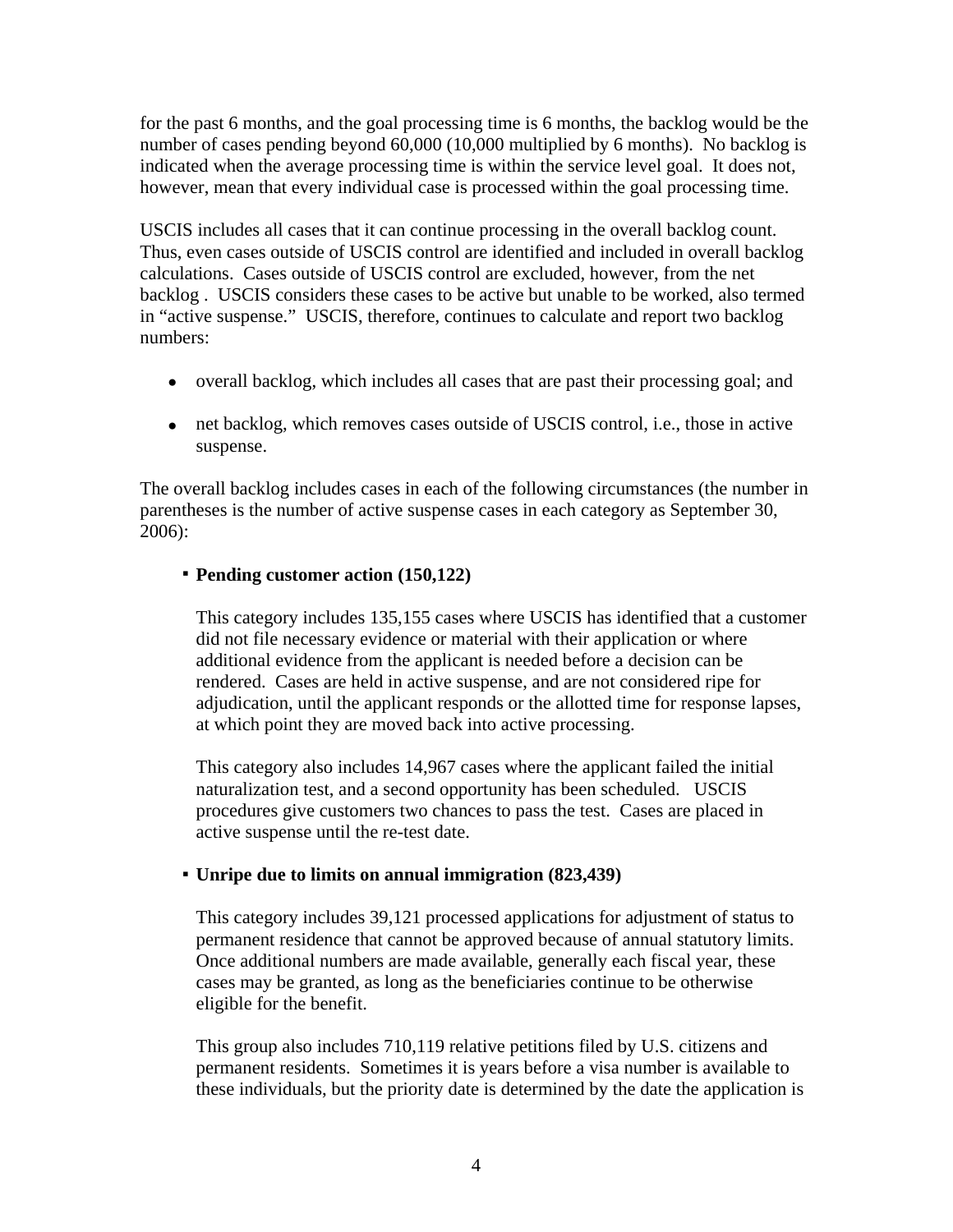for the past 6 months, and the goal processing time is 6 months, the backlog would be the number of cases pending beyond 60,000 (10,000 multiplied by 6 months). No backlog is indicated when the average processing time is within the service level goal. It does not, however, mean that every individual case is processed within the goal processing time.

USCIS includes all cases that it can continue processing in the overall backlog count. Thus, even cases outside of USCIS control are identified and included in overall backlog calculations. Cases outside of USCIS control are excluded, however, from the net backlog . USCIS considers these cases to be active but unable to be worked, also termed in "active suspense." USCIS, therefore, continues to calculate and report two backlog numbers:

- overall backlog, which includes all cases that are past their processing goal; and
- net backlog, which removes cases outside of USCIS control, i.e., those in active suspense.

The overall backlog includes cases in each of the following circumstances (the number in parentheses is the number of active suspense cases in each category as September 30, 2006):

- **Pending customer action (150,122)**

  This category includes 135,155 cases where USCIS has identified that a customer did not file necessary evidence or material with their application or where additional evidence from the applicant is needed before a decision can be rendered. Cases are held in active suspense, and are not considered ripe for adjudication, until the applicant responds or the allotted time for response lapses, at which point they are moved back into active processing.

  This category also includes 14,967 cases where the applicant failed the initial naturalization test, and a second opportunity has been scheduled. USCIS procedures give customers two chances to pass the test. Cases are placed in active suspense until the re-test date.

- **Unripe due to limits on annual immigration (823,439)**

  This category includes 39,121 processed applications for adjustment of status to permanent residence that cannot be approved because of annual statutory limits. Once additional numbers are made available, generally each fiscal year, these cases may be granted, as long as the beneficiaries continue to be otherwise eligible for the benefit.

  This group also includes 710,119 relative petitions filed by U.S. citizens and permanent residents. Sometimes it is years before a visa number is available to these individuals, but the priority date is determined by the date the application is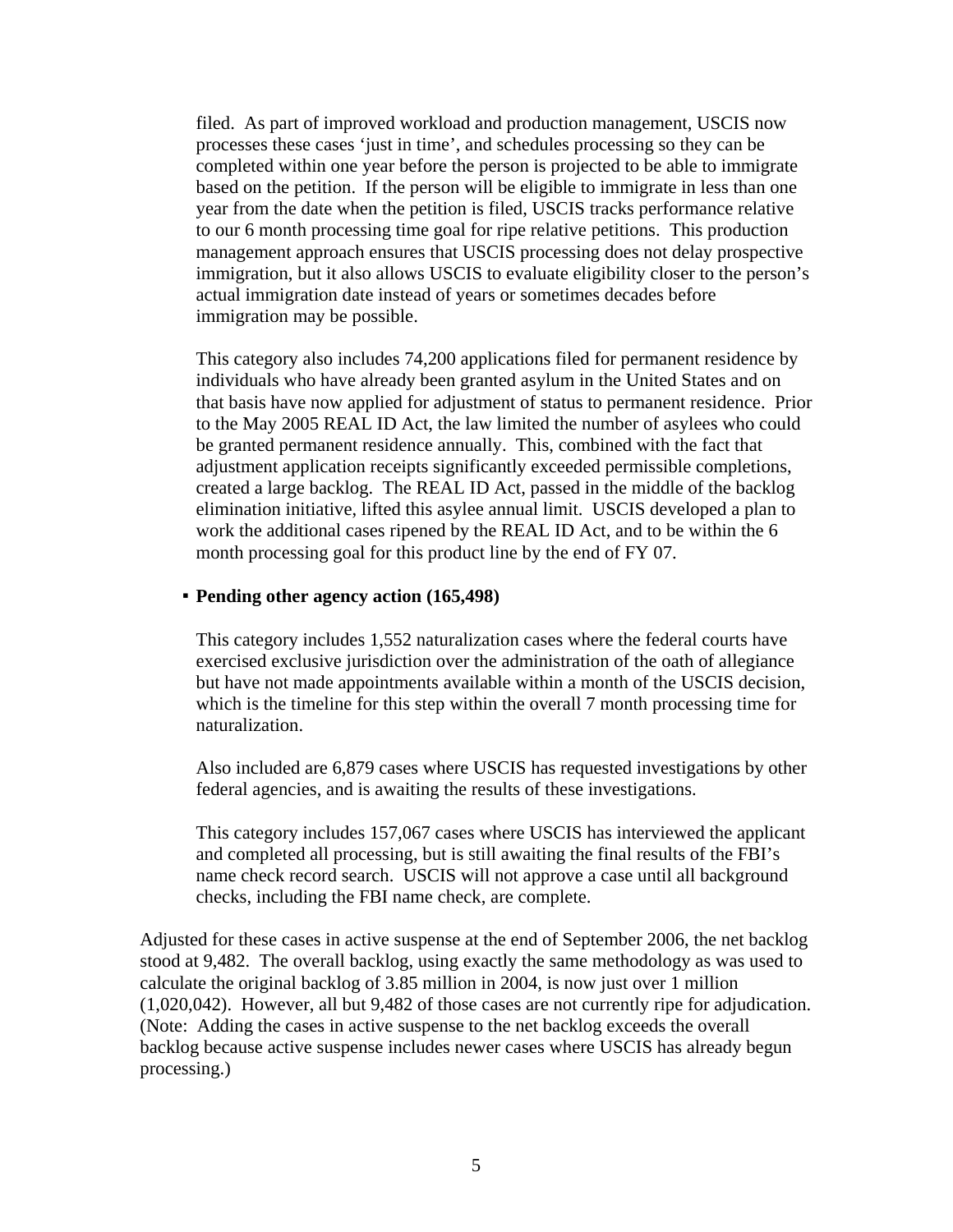filed. As part of improved workload and production management, USCIS now processes these cases 'just in time', and schedules processing so they can be completed within one year before the person is projected to be able to immigrate based on the petition. If the person will be eligible to immigrate in less than one year from the date when the petition is filed, USCIS tracks performance relative to our 6 month processing time goal for ripe relative petitions. This production management approach ensures that USCIS processing does not delay prospective immigration, but it also allows USCIS to evaluate eligibility closer to the person's actual immigration date instead of years or sometimes decades before immigration may be possible.

This category also includes 74,200 applications filed for permanent residence by individuals who have already been granted asylum in the United States and on that basis have now applied for adjustment of status to permanent residence. Prior to the May 2005 REAL ID Act, the law limited the number of asylees who could be granted permanent residence annually. This, combined with the fact that adjustment application receipts significantly exceeded permissible completions, created a large backlog. The REAL ID Act, passed in the middle of the backlog elimination initiative, lifted this asylee annual limit. USCIS developed a plan to work the additional cases ripened by the REAL ID Act, and to be within the 6 month processing goal for this product line by the end of FY 07.

- **Pending other agency action (165,498)**

  This category includes 1,552 naturalization cases where the federal courts have exercised exclusive jurisdiction over the administration of the oath of allegiance but have not made appointments available within a month of the USCIS decision, which is the timeline for this step within the overall 7 month processing time for naturalization.

  Also included are 6,879 cases where USCIS has requested investigations by other federal agencies, and is awaiting the results of these investigations.

  This category includes 157,067 cases where USCIS has interviewed the applicant and completed all processing, but is still awaiting the final results of the FBI's name check record search. USCIS will not approve a case until all background checks, including the FBI name check, are complete.

Adjusted for these cases in active suspense at the end of September 2006, the net backlog stood at 9,482. The overall backlog, using exactly the same methodology as was used to calculate the original backlog of 3.85 million in 2004, is now just over 1 million (1,020,042). However, all but 9,482 of those cases are not currently ripe for adjudication. (Note: Adding the cases in active suspense to the net backlog exceeds the overall backlog because active suspense includes newer cases where USCIS has already begun processing.)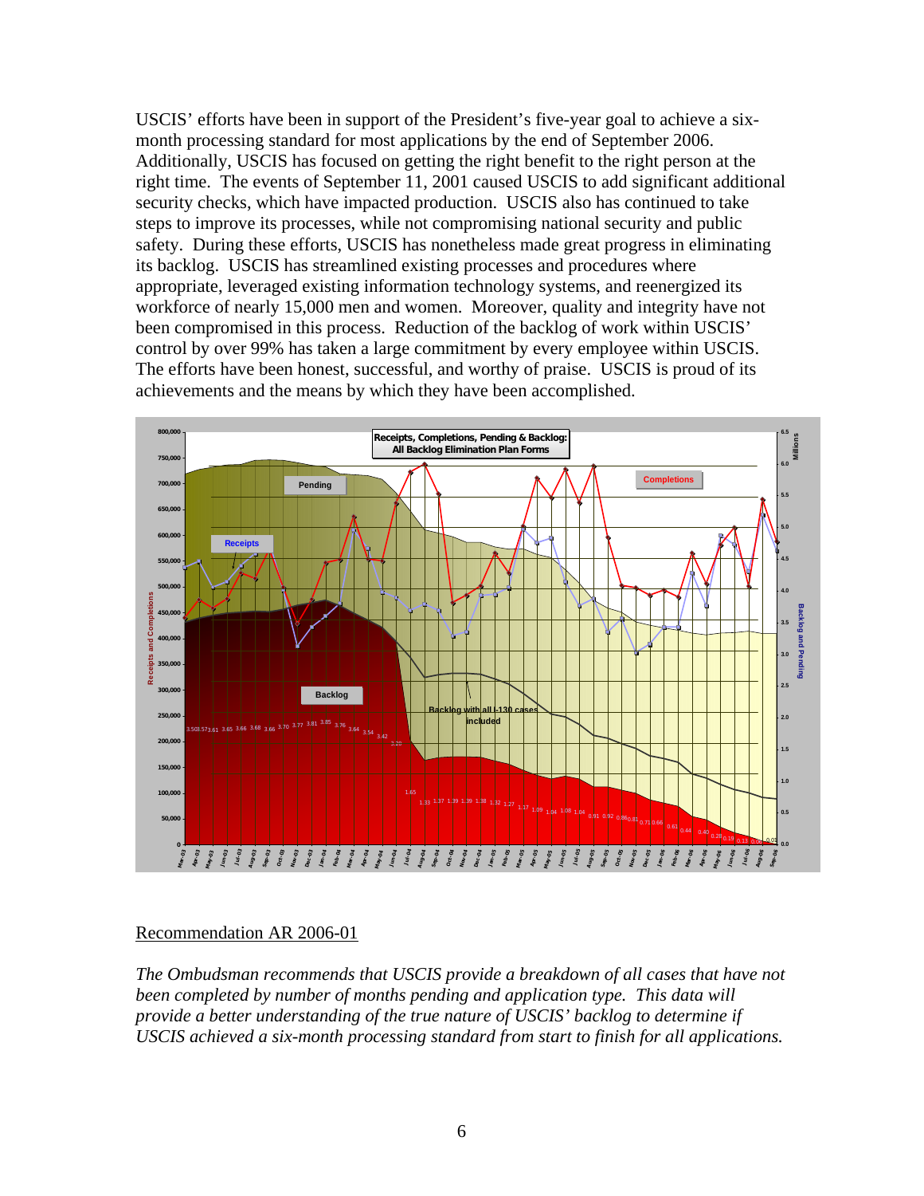USCIS' efforts have been in support of the President's five-year goal to achieve a six-month processing standard for most applications by the end of September 2006. Additionally, USCIS has focused on getting the right benefit to the right person at the right time. The events of September 11, 2001 caused USCIS to add significant additional security checks, which have impacted production. USCIS also has continued to take steps to improve its processes, while not compromising national security and public safety. During these efforts, USCIS has nonetheless made great progress in eliminating its backlog. USCIS has streamlined existing processes and procedures where appropriate, leveraged existing information technology systems, and reenergized its workforce of nearly 15,000 men and women. Moreover, quality and integrity have not been compromised in this process. Reduction of the backlog of work within USCIS' control by over 99% has taken a large commitment by every employee within USCIS. The efforts have been honest, successful, and worthy of praise. USCIS is proud of its achievements and the means by which they have been accomplished.

Receipts, Completions, Pending & Backlog: All Backlog Elimination Plan Forms

## Recommendation AR 2006-01

*The Ombudsman recommends that USCIS provide a breakdown of all cases that have not been completed by number of months pending and application type. This data will provide a better understanding of the true nature of USCIS' backlog to determine if USCIS achieved a six-month processing standard from start to finish for all applications.*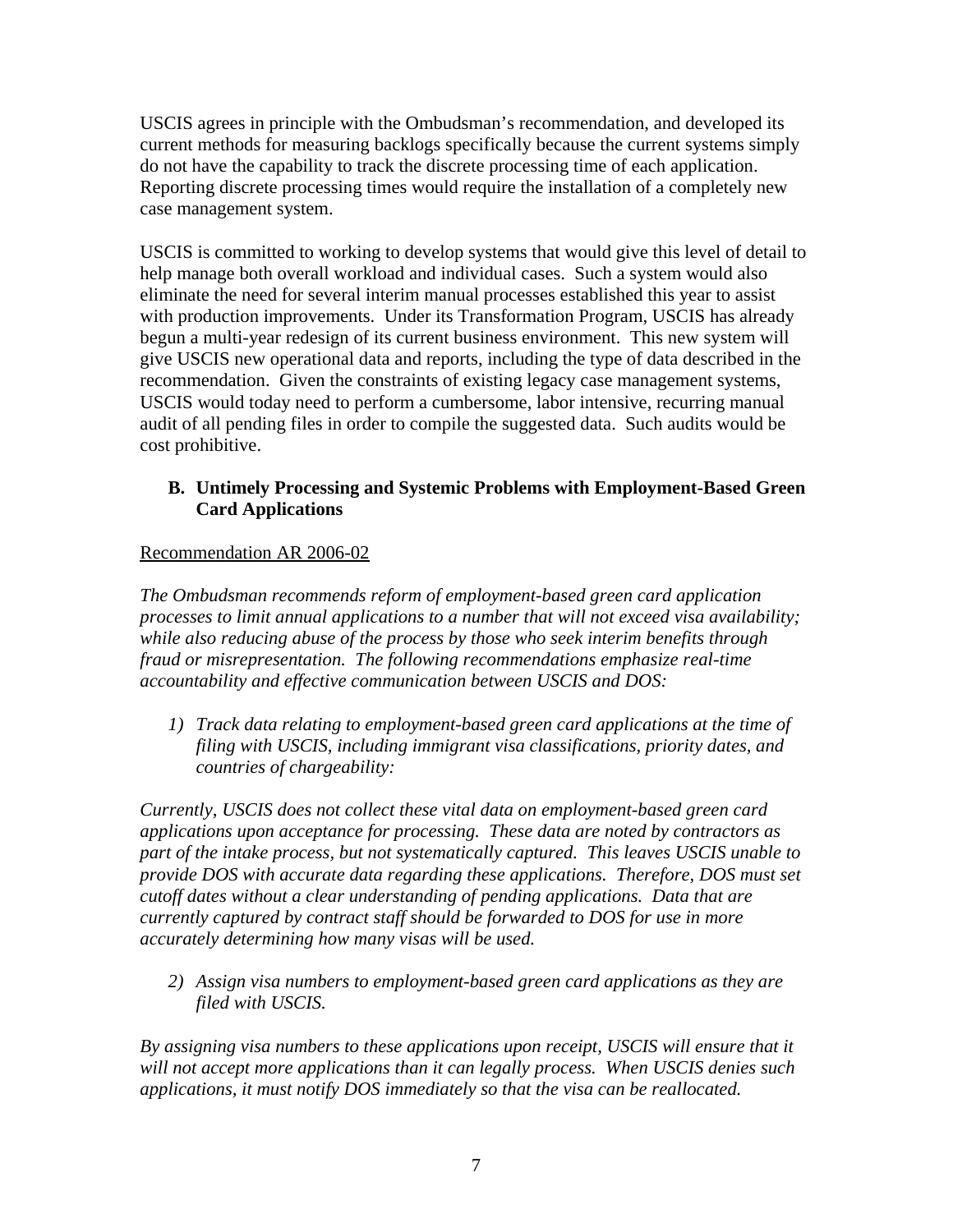USCIS agrees in principle with the Ombudsman's recommendation, and developed its current methods for measuring backlogs specifically because the current systems simply do not have the capability to track the discrete processing time of each application. Reporting discrete processing times would require the installation of a completely new case management system.

USCIS is committed to working to develop systems that would give this level of detail to help manage both overall workload and individual cases. Such a system would also eliminate the need for several interim manual processes established this year to assist with production improvements. Under its Transformation Program, USCIS has already begun a multi-year redesign of its current business environment. This new system will give USCIS new operational data and reports, including the type of data described in the recommendation. Given the constraints of existing legacy case management systems, USCIS would today need to perform a cumbersome, labor intensive, recurring manual audit of all pending files in order to compile the suggested data. Such audits would be cost prohibitive.

### B. Untimely Processing and Systemic Problems with Employment-Based Green Card Applications

<u>Recommendation AR 2006-02</u>

*The Ombudsman recommends reform of employment-based green card application processes to limit annual applications to a number that will not exceed visa availability; while also reducing abuse of the process by those who seek interim benefits through fraud or misrepresentation. The following recommendations emphasize real-time accountability and effective communication between USCIS and DOS:*

1) *Track data relating to employment-based green card applications at the time of filing with USCIS, including immigrant visa classifications, priority dates, and countries of chargeability:*

*Currently, USCIS does not collect these vital data on employment-based green card applications upon acceptance for processing. These data are noted by contractors as part of the intake process, but not systematically captured. This leaves USCIS unable to provide DOS with accurate data regarding these applications. Therefore, DOS must set cutoff dates without a clear understanding of pending applications. Data that are currently captured by contract staff should be forwarded to DOS for use in more accurately determining how many visas will be used.*

2) *Assign visa numbers to employment-based green card applications as they are filed with USCIS.*

*By assigning visa numbers to these applications upon receipt, USCIS will ensure that it will not accept more applications than it can legally process. When USCIS denies such applications, it must notify DOS immediately so that the visa can be reallocated.*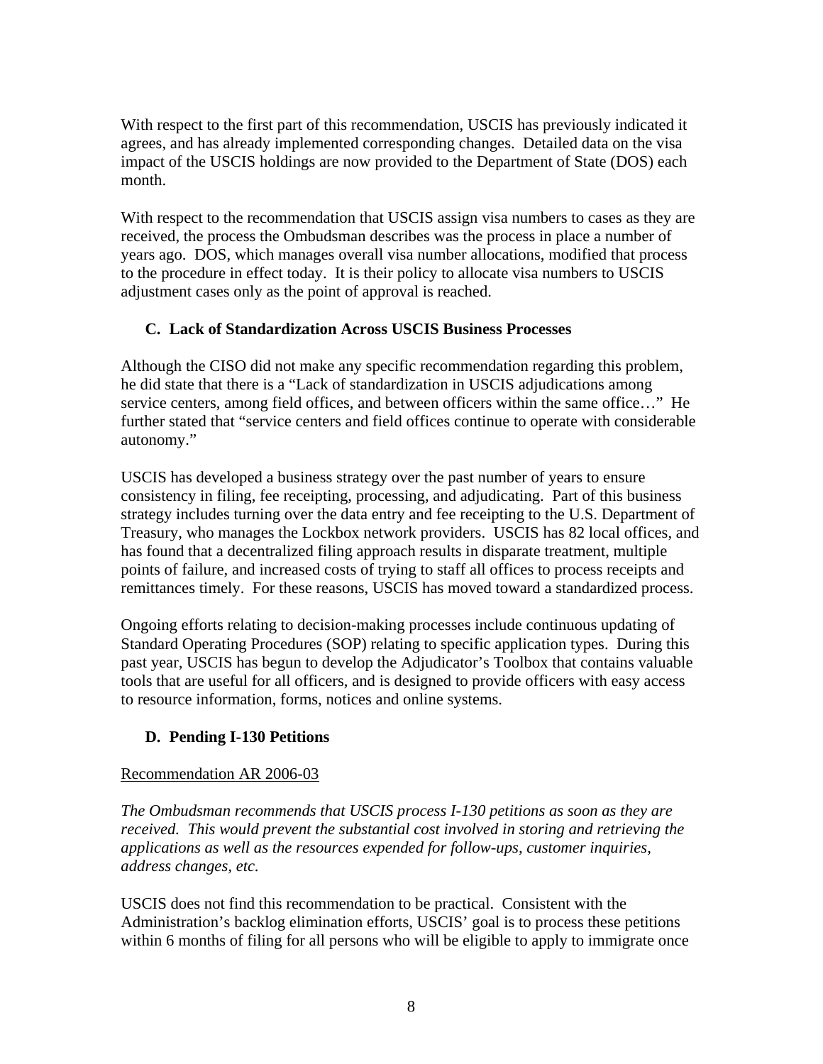With respect to the first part of this recommendation, USCIS has previously indicated it agrees, and has already implemented corresponding changes. Detailed data on the visa impact of the USCIS holdings are now provided to the Department of State (DOS) each month.

With respect to the recommendation that USCIS assign visa numbers to cases as they are received, the process the Ombudsman describes was the process in place a number of years ago. DOS, which manages overall visa number allocations, modified that process to the procedure in effect today. It is their policy to allocate visa numbers to USCIS adjustment cases only as the point of approval is reached.

### C. Lack of Standardization Across USCIS Business Processes

Although the CISO did not make any specific recommendation regarding this problem, he did state that there is a "Lack of standardization in USCIS adjudications among service centers, among field offices, and between officers within the same office…" He further stated that "service centers and field offices continue to operate with considerable autonomy."

USCIS has developed a business strategy over the past number of years to ensure consistency in filing, fee receipting, processing, and adjudicating. Part of this business strategy includes turning over the data entry and fee receipting to the U.S. Department of Treasury, who manages the Lockbox network providers. USCIS has 82 local offices, and has found that a decentralized filing approach results in disparate treatment, multiple points of failure, and increased costs of trying to staff all offices to process receipts and remittances timely. For these reasons, USCIS has moved toward a standardized process.

Ongoing efforts relating to decision-making processes include continuous updating of Standard Operating Procedures (SOP) relating to specific application types. During this past year, USCIS has begun to develop the Adjudicator's Toolbox that contains valuable tools that are useful for all officers, and is designed to provide officers with easy access to resource information, forms, notices and online systems.

### D. Pending I-130 Petitions

Recommendation AR 2006-03

*The Ombudsman recommends that USCIS process I-130 petitions as soon as they are received. This would prevent the substantial cost involved in storing and retrieving the applications as well as the resources expended for follow-ups, customer inquiries, address changes, etc.*

USCIS does not find this recommendation to be practical. Consistent with the Administration's backlog elimination efforts, USCIS' goal is to process these petitions within 6 months of filing for all persons who will be eligible to apply to immigrate once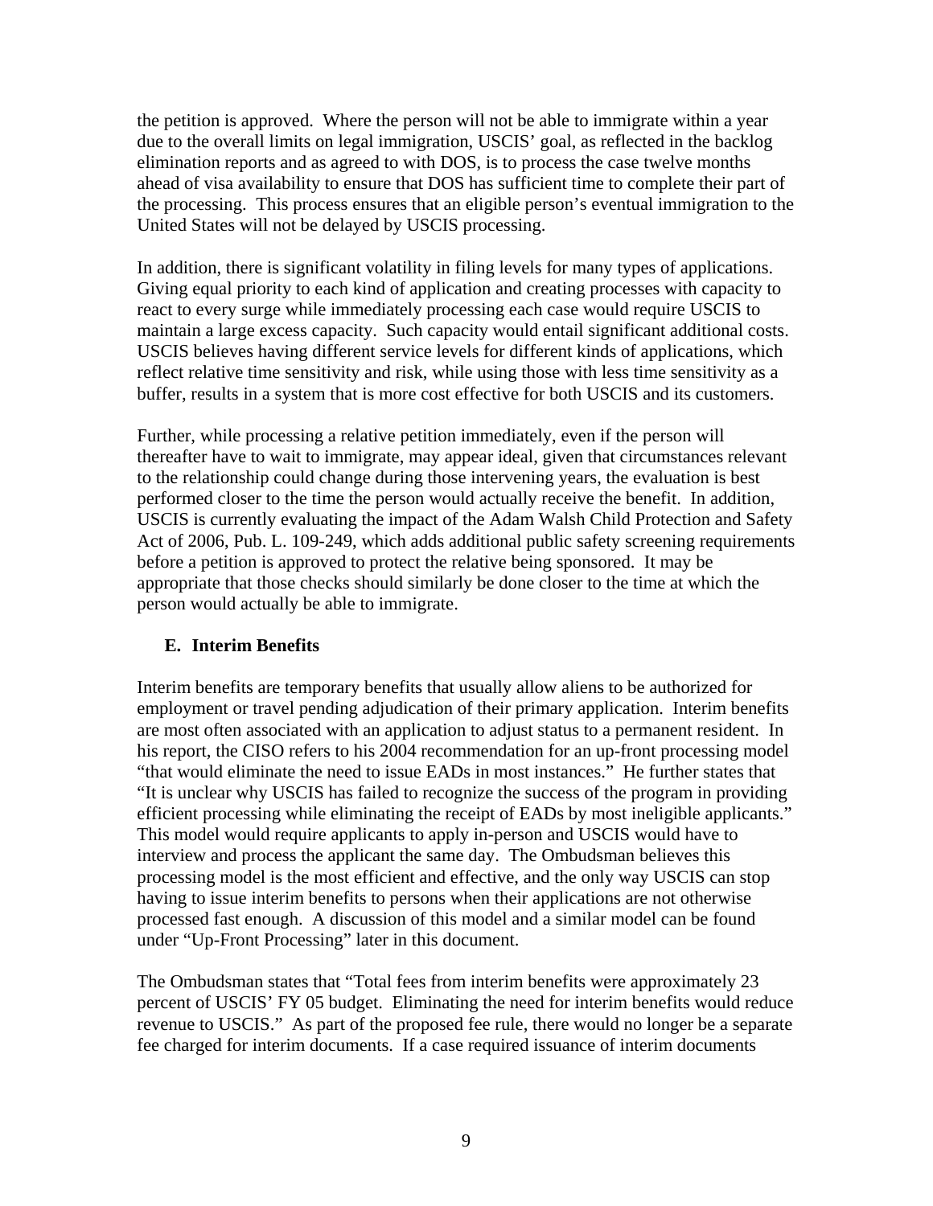the petition is approved. Where the person will not be able to immigrate within a year due to the overall limits on legal immigration, USCIS' goal, as reflected in the backlog elimination reports and as agreed to with DOS, is to process the case twelve months ahead of visa availability to ensure that DOS has sufficient time to complete their part of the processing. This process ensures that an eligible person's eventual immigration to the United States will not be delayed by USCIS processing.

In addition, there is significant volatility in filing levels for many types of applications. Giving equal priority to each kind of application and creating processes with capacity to react to every surge while immediately processing each case would require USCIS to maintain a large excess capacity. Such capacity would entail significant additional costs. USCIS believes having different service levels for different kinds of applications, which reflect relative time sensitivity and risk, while using those with less time sensitivity as a buffer, results in a system that is more cost effective for both USCIS and its customers.

Further, while processing a relative petition immediately, even if the person will thereafter have to wait to immigrate, may appear ideal, given that circumstances relevant to the relationship could change during those intervening years, the evaluation is best performed closer to the time the person would actually receive the benefit. In addition, USCIS is currently evaluating the impact of the Adam Walsh Child Protection and Safety Act of 2006, Pub. L. 109-249, which adds additional public safety screening requirements before a petition is approved to protect the relative being sponsored. It may be appropriate that those checks should similarly be done closer to the time at which the person would actually be able to immigrate.

### E. Interim Benefits

Interim benefits are temporary benefits that usually allow aliens to be authorized for employment or travel pending adjudication of their primary application. Interim benefits are most often associated with an application to adjust status to a permanent resident. In his report, the CISO refers to his 2004 recommendation for an up-front processing model "that would eliminate the need to issue EADs in most instances." He further states that "It is unclear why USCIS has failed to recognize the success of the program in providing efficient processing while eliminating the receipt of EADs by most ineligible applicants." This model would require applicants to apply in-person and USCIS would have to interview and process the applicant the same day. The Ombudsman believes this processing model is the most efficient and effective, and the only way USCIS can stop having to issue interim benefits to persons when their applications are not otherwise processed fast enough. A discussion of this model and a similar model can be found under "Up-Front Processing" later in this document.

The Ombudsman states that "Total fees from interim benefits were approximately 23 percent of USCIS' FY 05 budget. Eliminating the need for interim benefits would reduce revenue to USCIS." As part of the proposed fee rule, there would no longer be a separate fee charged for interim documents. If a case required issuance of interim documents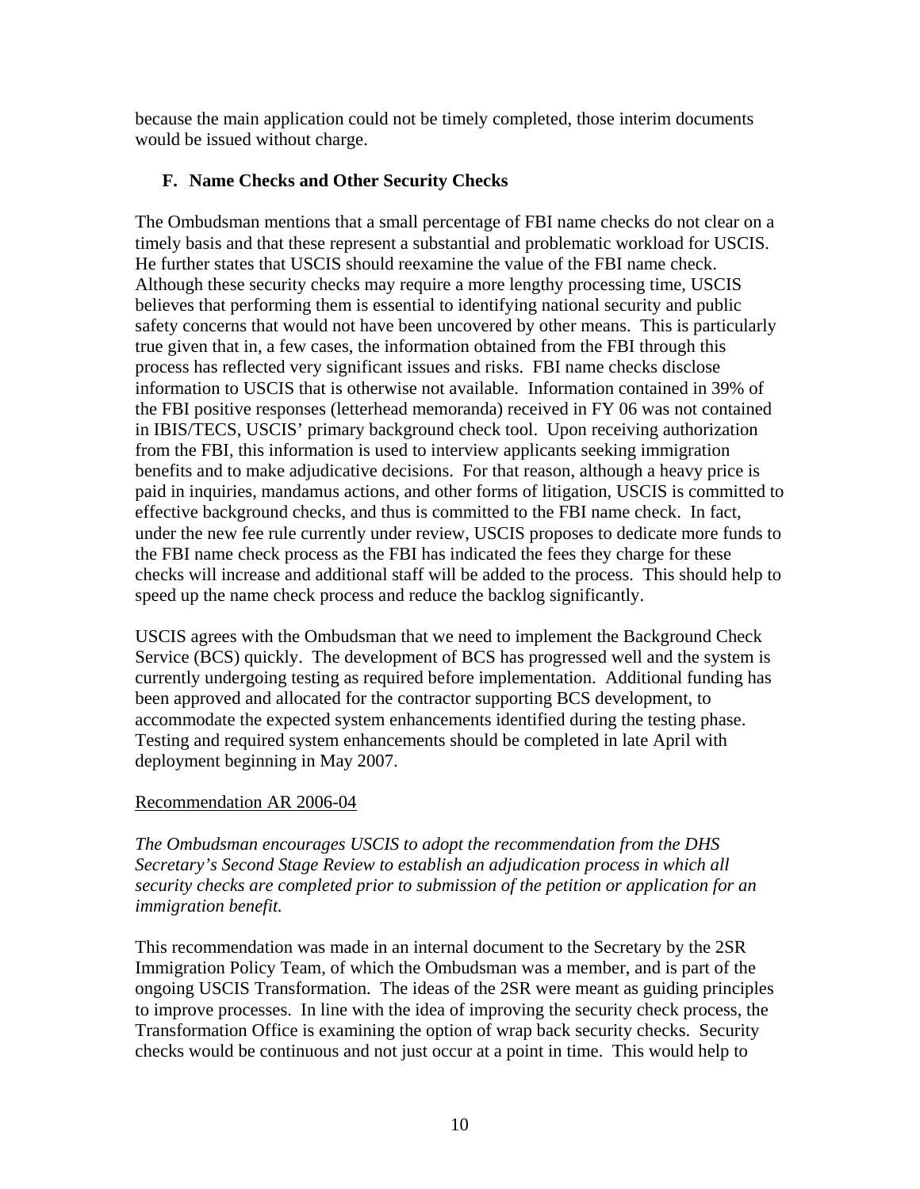because the main application could not be timely completed, those interim documents would be issued without charge.

### F. Name Checks and Other Security Checks

The Ombudsman mentions that a small percentage of FBI name checks do not clear on a timely basis and that these represent a substantial and problematic workload for USCIS. He further states that USCIS should reexamine the value of the FBI name check. Although these security checks may require a more lengthy processing time, USCIS believes that performing them is essential to identifying national security and public safety concerns that would not have been uncovered by other means. This is particularly true given that in, a few cases, the information obtained from the FBI through this process has reflected very significant issues and risks. FBI name checks disclose information to USCIS that is otherwise not available. Information contained in 39% of the FBI positive responses (letterhead memoranda) received in FY 06 was not contained in IBIS/TECS, USCIS' primary background check tool. Upon receiving authorization from the FBI, this information is used to interview applicants seeking immigration benefits and to make adjudicative decisions. For that reason, although a heavy price is paid in inquiries, mandamus actions, and other forms of litigation, USCIS is committed to effective background checks, and thus is committed to the FBI name check. In fact, under the new fee rule currently under review, USCIS proposes to dedicate more funds to the FBI name check process as the FBI has indicated the fees they charge for these checks will increase and additional staff will be added to the process. This should help to speed up the name check process and reduce the backlog significantly.

USCIS agrees with the Ombudsman that we need to implement the Background Check Service (BCS) quickly. The development of BCS has progressed well and the system is currently undergoing testing as required before implementation. Additional funding has been approved and allocated for the contractor supporting BCS development, to accommodate the expected system enhancements identified during the testing phase. Testing and required system enhancements should be completed in late April with deployment beginning in May 2007.

Recommendation AR 2006-04

*The Ombudsman encourages USCIS to adopt the recommendation from the DHS Secretary's Second Stage Review to establish an adjudication process in which all security checks are completed prior to submission of the petition or application for an immigration benefit.*

This recommendation was made in an internal document to the Secretary by the 2SR Immigration Policy Team, of which the Ombudsman was a member, and is part of the ongoing USCIS Transformation. The ideas of the 2SR were meant as guiding principles to improve processes. In line with the idea of improving the security check process, the Transformation Office is examining the option of wrap back security checks. Security checks would be continuous and not just occur at a point in time. This would help to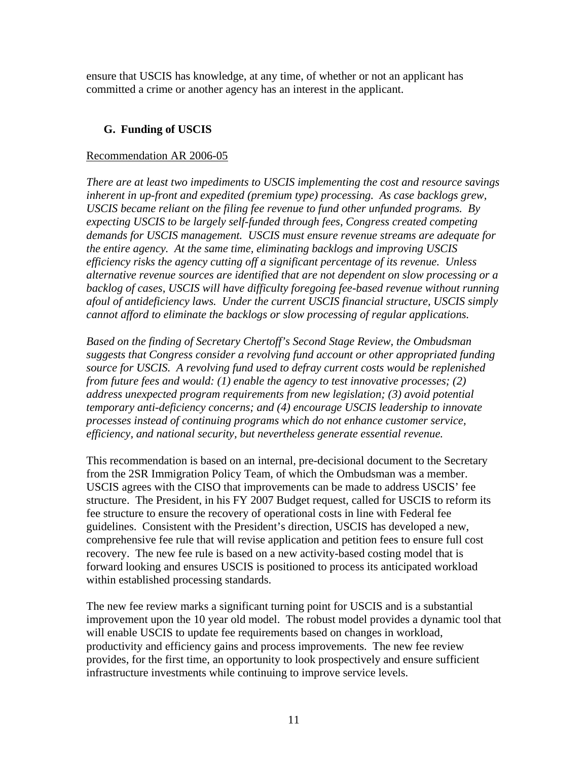ensure that USCIS has knowledge, at any time, of whether or not an applicant has committed a crime or another agency has an interest in the applicant.

### G. Funding of USCIS

Recommendation AR 2006-05

*There are at least two impediments to USCIS implementing the cost and resource savings inherent in up-front and expedited (premium type) processing. As case backlogs grew, USCIS became reliant on the filing fee revenue to fund other unfunded programs. By expecting USCIS to be largely self-funded through fees, Congress created competing demands for USCIS management. USCIS must ensure revenue streams are adequate for the entire agency. At the same time, eliminating backlogs and improving USCIS efficiency risks the agency cutting off a significant percentage of its revenue. Unless alternative revenue sources are identified that are not dependent on slow processing or a backlog of cases, USCIS will have difficulty foregoing fee-based revenue without running afoul of antideficiency laws. Under the current USCIS financial structure, USCIS simply cannot afford to eliminate the backlogs or slow processing of regular applications.*

*Based on the finding of Secretary Chertoff's Second Stage Review, the Ombudsman suggests that Congress consider a revolving fund account or other appropriated funding source for USCIS. A revolving fund used to defray current costs would be replenished from future fees and would: (1) enable the agency to test innovative processes; (2) address unexpected program requirements from new legislation; (3) avoid potential temporary anti-deficiency concerns; and (4) encourage USCIS leadership to innovate processes instead of continuing programs which do not enhance customer service, efficiency, and national security, but nevertheless generate essential revenue.*

This recommendation is based on an internal, pre-decisional document to the Secretary from the 2SR Immigration Policy Team, of which the Ombudsman was a member. USCIS agrees with the CISO that improvements can be made to address USCIS' fee structure. The President, in his FY 2007 Budget request, called for USCIS to reform its fee structure to ensure the recovery of operational costs in line with Federal fee guidelines. Consistent with the President's direction, USCIS has developed a new, comprehensive fee rule that will revise application and petition fees to ensure full cost recovery. The new fee rule is based on a new activity-based costing model that is forward looking and ensures USCIS is positioned to process its anticipated workload within established processing standards.

The new fee review marks a significant turning point for USCIS and is a substantial improvement upon the 10 year old model. The robust model provides a dynamic tool that will enable USCIS to update fee requirements based on changes in workload, productivity and efficiency gains and process improvements. The new fee review provides, for the first time, an opportunity to look prospectively and ensure sufficient infrastructure investments while continuing to improve service levels.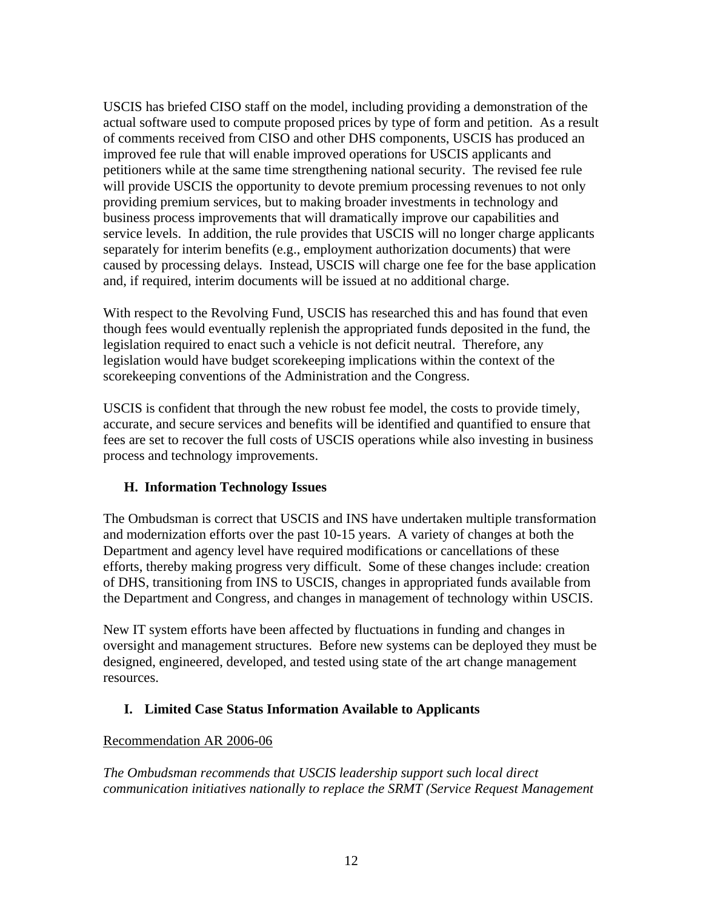USCIS has briefed CISO staff on the model, including providing a demonstration of the actual software used to compute proposed prices by type of form and petition. As a result of comments received from CISO and other DHS components, USCIS has produced an improved fee rule that will enable improved operations for USCIS applicants and petitioners while at the same time strengthening national security. The revised fee rule will provide USCIS the opportunity to devote premium processing revenues to not only providing premium services, but to making broader investments in technology and business process improvements that will dramatically improve our capabilities and service levels. In addition, the rule provides that USCIS will no longer charge applicants separately for interim benefits (e.g., employment authorization documents) that were caused by processing delays. Instead, USCIS will charge one fee for the base application and, if required, interim documents will be issued at no additional charge.

With respect to the Revolving Fund, USCIS has researched this and has found that even though fees would eventually replenish the appropriated funds deposited in the fund, the legislation required to enact such a vehicle is not deficit neutral. Therefore, any legislation would have budget scorekeeping implications within the context of the scorekeeping conventions of the Administration and the Congress.

USCIS is confident that through the new robust fee model, the costs to provide timely, accurate, and secure services and benefits will be identified and quantified to ensure that fees are set to recover the full costs of USCIS operations while also investing in business process and technology improvements.

### H. Information Technology Issues

The Ombudsman is correct that USCIS and INS have undertaken multiple transformation and modernization efforts over the past 10-15 years. A variety of changes at both the Department and agency level have required modifications or cancellations of these efforts, thereby making progress very difficult. Some of these changes include: creation of DHS, transitioning from INS to USCIS, changes in appropriated funds available from the Department and Congress, and changes in management of technology within USCIS.

New IT system efforts have been affected by fluctuations in funding and changes in oversight and management structures. Before new systems can be deployed they must be designed, engineered, developed, and tested using state of the art change management resources.

### I. Limited Case Status Information Available to Applicants

<u>Recommendation AR 2006-06</u>

*The Ombudsman recommends that USCIS leadership support such local direct communication initiatives nationally to replace the SRMT (Service Request Management*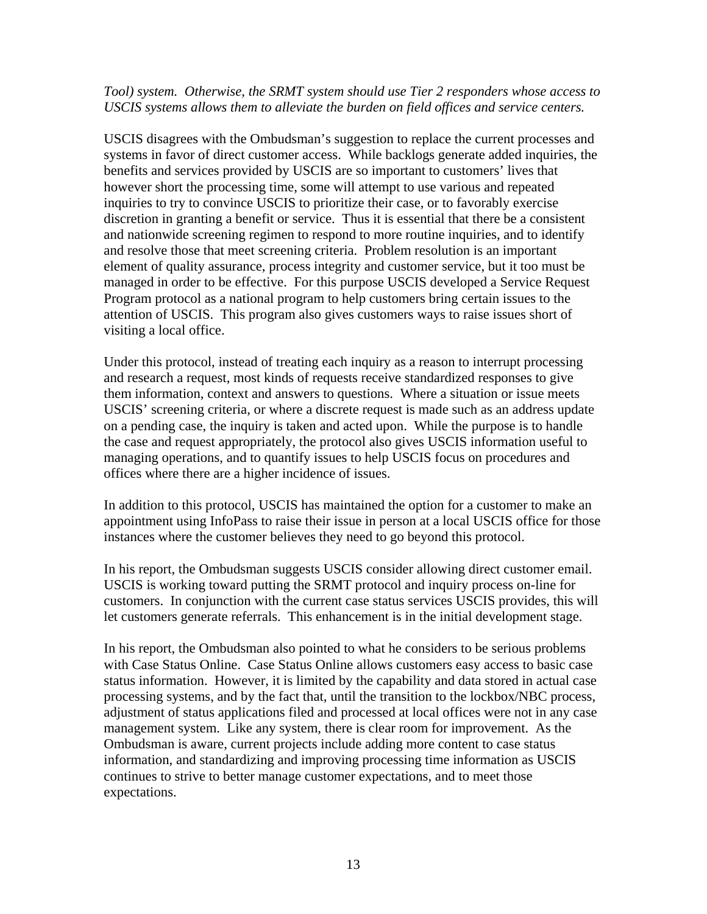*Tool) system. Otherwise, the SRMT system should use Tier 2 responders whose access to USCIS systems allows them to alleviate the burden on field offices and service centers.*

USCIS disagrees with the Ombudsman's suggestion to replace the current processes and systems in favor of direct customer access. While backlogs generate added inquiries, the benefits and services provided by USCIS are so important to customers' lives that however short the processing time, some will attempt to use various and repeated inquiries to try to convince USCIS to prioritize their case, or to favorably exercise discretion in granting a benefit or service. Thus it is essential that there be a consistent and nationwide screening regimen to respond to more routine inquiries, and to identify and resolve those that meet screening criteria. Problem resolution is an important element of quality assurance, process integrity and customer service, but it too must be managed in order to be effective. For this purpose USCIS developed a Service Request Program protocol as a national program to help customers bring certain issues to the attention of USCIS. This program also gives customers ways to raise issues short of visiting a local office.

Under this protocol, instead of treating each inquiry as a reason to interrupt processing and research a request, most kinds of requests receive standardized responses to give them information, context and answers to questions. Where a situation or issue meets USCIS' screening criteria, or where a discrete request is made such as an address update on a pending case, the inquiry is taken and acted upon. While the purpose is to handle the case and request appropriately, the protocol also gives USCIS information useful to managing operations, and to quantify issues to help USCIS focus on procedures and offices where there are a higher incidence of issues.

In addition to this protocol, USCIS has maintained the option for a customer to make an appointment using InfoPass to raise their issue in person at a local USCIS office for those instances where the customer believes they need to go beyond this protocol.

In his report, the Ombudsman suggests USCIS consider allowing direct customer email. USCIS is working toward putting the SRMT protocol and inquiry process on-line for customers. In conjunction with the current case status services USCIS provides, this will let customers generate referrals. This enhancement is in the initial development stage.

In his report, the Ombudsman also pointed to what he considers to be serious problems with Case Status Online. Case Status Online allows customers easy access to basic case status information. However, it is limited by the capability and data stored in actual case processing systems, and by the fact that, until the transition to the lockbox/NBC process, adjustment of status applications filed and processed at local offices were not in any case management system. Like any system, there is clear room for improvement. As the Ombudsman is aware, current projects include adding more content to case status information, and standardizing and improving processing time information as USCIS continues to strive to better manage customer expectations, and to meet those expectations.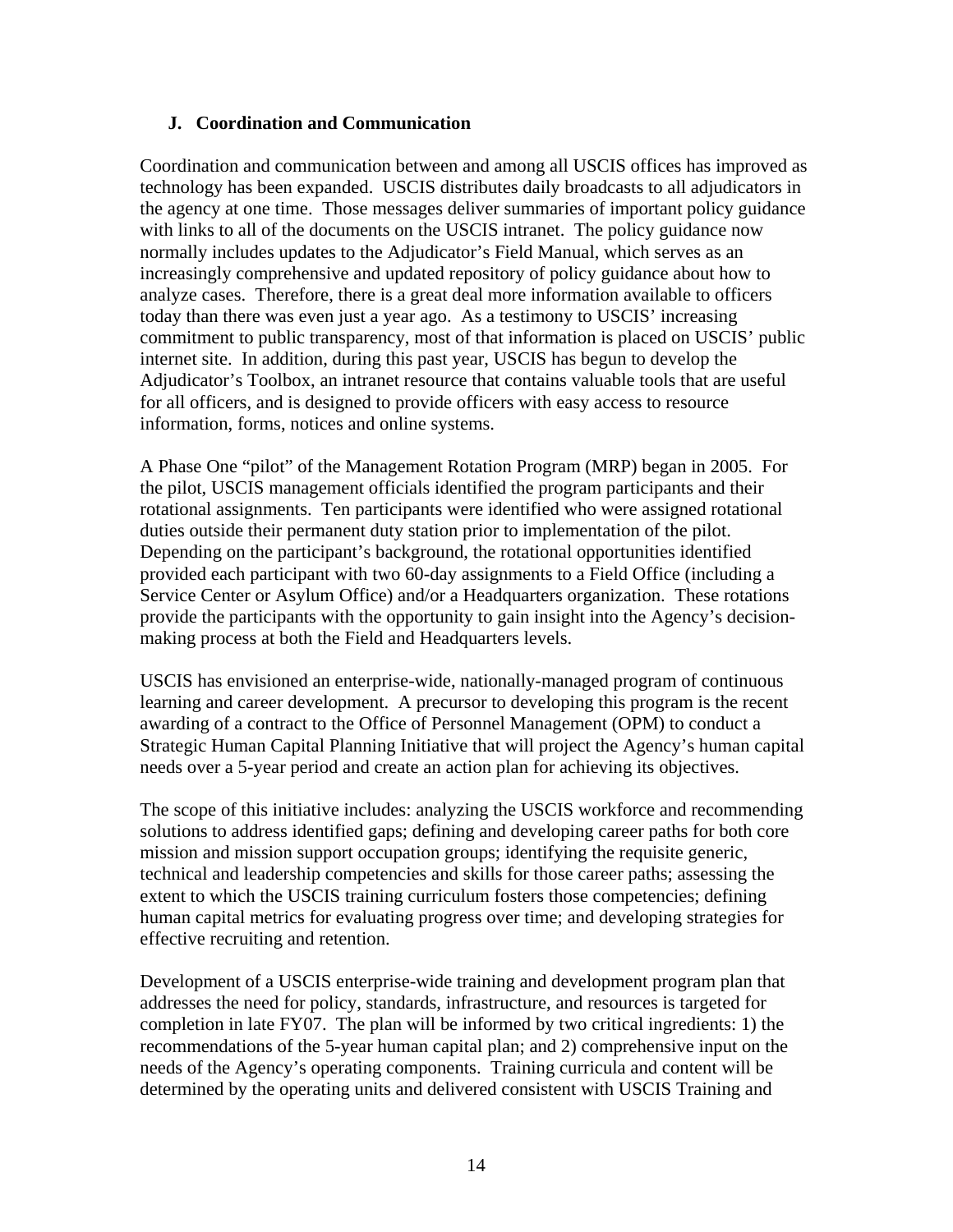### J. Coordination and Communication

Coordination and communication between and among all USCIS offices has improved as technology has been expanded. USCIS distributes daily broadcasts to all adjudicators in the agency at one time. Those messages deliver summaries of important policy guidance with links to all of the documents on the USCIS intranet. The policy guidance now normally includes updates to the Adjudicator's Field Manual, which serves as an increasingly comprehensive and updated repository of policy guidance about how to analyze cases. Therefore, there is a great deal more information available to officers today than there was even just a year ago. As a testimony to USCIS' increasing commitment to public transparency, most of that information is placed on USCIS' public internet site. In addition, during this past year, USCIS has begun to develop the Adjudicator's Toolbox, an intranet resource that contains valuable tools that are useful for all officers, and is designed to provide officers with easy access to resource information, forms, notices and online systems.

A Phase One "pilot" of the Management Rotation Program (MRP) began in 2005. For the pilot, USCIS management officials identified the program participants and their rotational assignments. Ten participants were identified who were assigned rotational duties outside their permanent duty station prior to implementation of the pilot. Depending on the participant's background, the rotational opportunities identified provided each participant with two 60-day assignments to a Field Office (including a Service Center or Asylum Office) and/or a Headquarters organization. These rotations provide the participants with the opportunity to gain insight into the Agency's decision-making process at both the Field and Headquarters levels.

USCIS has envisioned an enterprise-wide, nationally-managed program of continuous learning and career development. A precursor to developing this program is the recent awarding of a contract to the Office of Personnel Management (OPM) to conduct a Strategic Human Capital Planning Initiative that will project the Agency's human capital needs over a 5-year period and create an action plan for achieving its objectives.

The scope of this initiative includes: analyzing the USCIS workforce and recommending solutions to address identified gaps; defining and developing career paths for both core mission and mission support occupation groups; identifying the requisite generic, technical and leadership competencies and skills for those career paths; assessing the extent to which the USCIS training curriculum fosters those competencies; defining human capital metrics for evaluating progress over time; and developing strategies for effective recruiting and retention.

Development of a USCIS enterprise-wide training and development program plan that addresses the need for policy, standards, infrastructure, and resources is targeted for completion in late FY07. The plan will be informed by two critical ingredients: 1) the recommendations of the 5-year human capital plan; and 2) comprehensive input on the needs of the Agency's operating components. Training curricula and content will be determined by the operating units and delivered consistent with USCIS Training and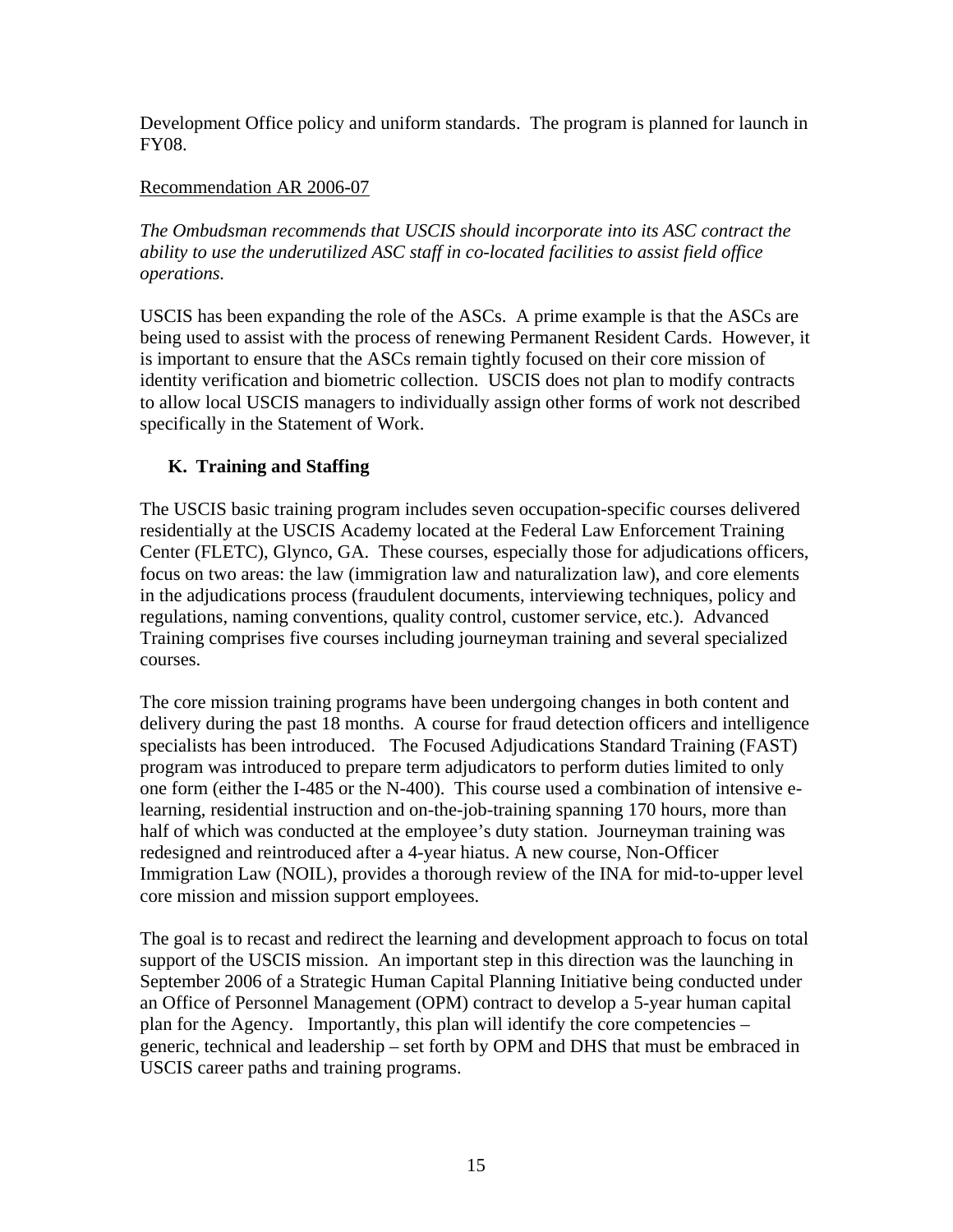Development Office policy and uniform standards. The program is planned for launch in FY08.

Recommendation AR 2006-07

*The Ombudsman recommends that USCIS should incorporate into its ASC contract the ability to use the underutilized ASC staff in co-located facilities to assist field office operations.*

USCIS has been expanding the role of the ASCs. A prime example is that the ASCs are being used to assist with the process of renewing Permanent Resident Cards. However, it is important to ensure that the ASCs remain tightly focused on their core mission of identity verification and biometric collection. USCIS does not plan to modify contracts to allow local USCIS managers to individually assign other forms of work not described specifically in the Statement of Work.

### K. Training and Staffing

The USCIS basic training program includes seven occupation-specific courses delivered residentially at the USCIS Academy located at the Federal Law Enforcement Training Center (FLETC), Glynco, GA. These courses, especially those for adjudications officers, focus on two areas: the law (immigration law and naturalization law), and core elements in the adjudications process (fraudulent documents, interviewing techniques, policy and regulations, naming conventions, quality control, customer service, etc.). Advanced Training comprises five courses including journeyman training and several specialized courses.

The core mission training programs have been undergoing changes in both content and delivery during the past 18 months. A course for fraud detection officers and intelligence specialists has been introduced. The Focused Adjudications Standard Training (FAST) program was introduced to prepare term adjudicators to perform duties limited to only one form (either the I-485 or the N-400). This course used a combination of intensive e-learning, residential instruction and on-the-job-training spanning 170 hours, more than half of which was conducted at the employee's duty station. Journeyman training was redesigned and reintroduced after a 4-year hiatus. A new course, Non-Officer Immigration Law (NOIL), provides a thorough review of the INA for mid-to-upper level core mission and mission support employees.

The goal is to recast and redirect the learning and development approach to focus on total support of the USCIS mission. An important step in this direction was the launching in September 2006 of a Strategic Human Capital Planning Initiative being conducted under an Office of Personnel Management (OPM) contract to develop a 5-year human capital plan for the Agency. Importantly, this plan will identify the core competencies – generic, technical and leadership – set forth by OPM and DHS that must be embraced in USCIS career paths and training programs.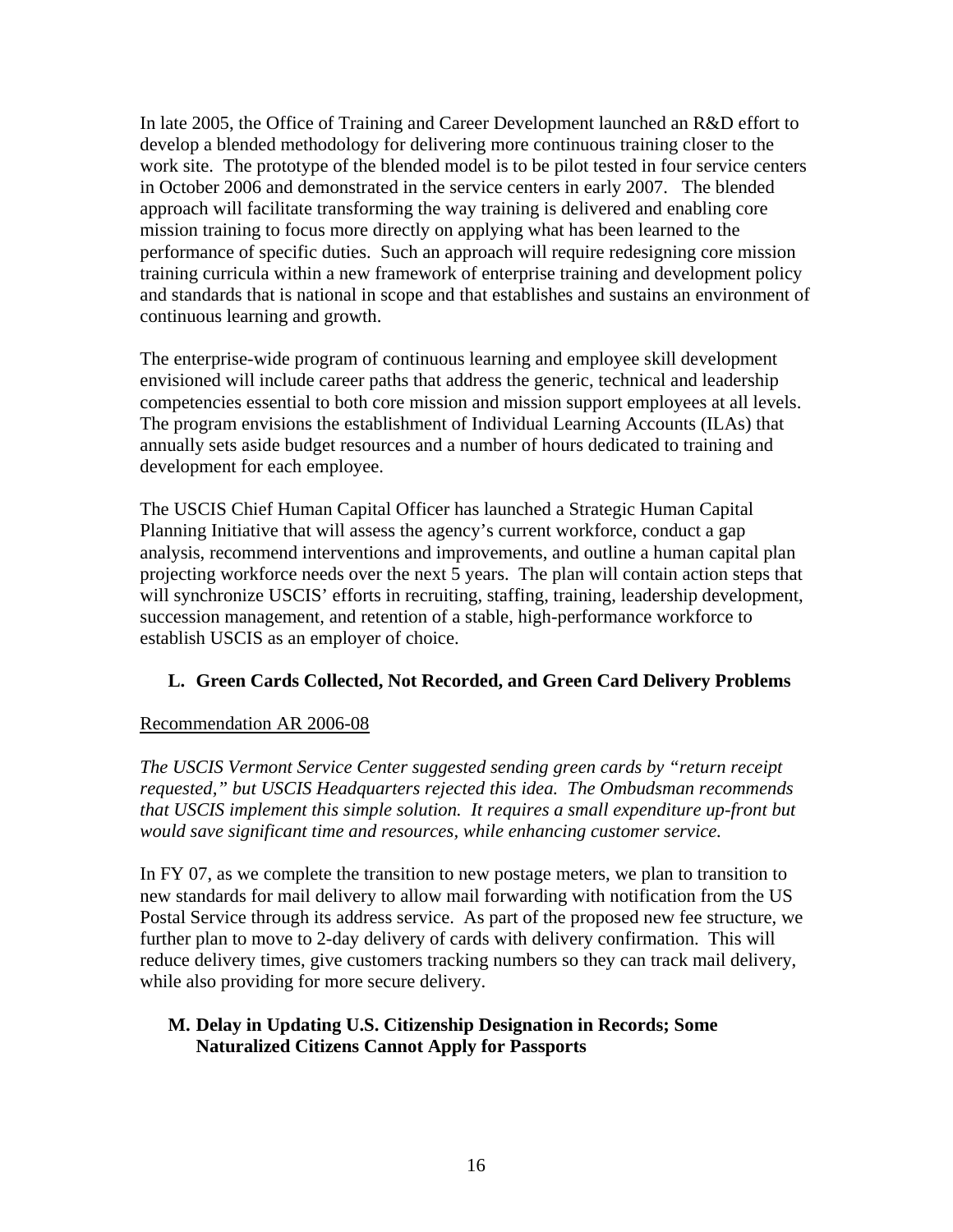In late 2005, the Office of Training and Career Development launched an R&D effort to develop a blended methodology for delivering more continuous training closer to the work site. The prototype of the blended model is to be pilot tested in four service centers in October 2006 and demonstrated in the service centers in early 2007. The blended approach will facilitate transforming the way training is delivered and enabling core mission training to focus more directly on applying what has been learned to the performance of specific duties. Such an approach will require redesigning core mission training curricula within a new framework of enterprise training and development policy and standards that is national in scope and that establishes and sustains an environment of continuous learning and growth.

The enterprise-wide program of continuous learning and employee skill development envisioned will include career paths that address the generic, technical and leadership competencies essential to both core mission and mission support employees at all levels. The program envisions the establishment of Individual Learning Accounts (ILAs) that annually sets aside budget resources and a number of hours dedicated to training and development for each employee.

The USCIS Chief Human Capital Officer has launched a Strategic Human Capital Planning Initiative that will assess the agency's current workforce, conduct a gap analysis, recommend interventions and improvements, and outline a human capital plan projecting workforce needs over the next 5 years. The plan will contain action steps that will synchronize USCIS' efforts in recruiting, staffing, training, leadership development, succession management, and retention of a stable, high-performance workforce to establish USCIS as an employer of choice.

### L. Green Cards Collected, Not Recorded, and Green Card Delivery Problems

<u>Recommendation AR 2006-08</u>

*The USCIS Vermont Service Center suggested sending green cards by "return receipt requested," but USCIS Headquarters rejected this idea. The Ombudsman recommends that USCIS implement this simple solution. It requires a small expenditure up-front but would save significant time and resources, while enhancing customer service.*

In FY 07, as we complete the transition to new postage meters, we plan to transition to new standards for mail delivery to allow mail forwarding with notification from the US Postal Service through its address service. As part of the proposed new fee structure, we further plan to move to 2-day delivery of cards with delivery confirmation. This will reduce delivery times, give customers tracking numbers so they can track mail delivery, while also providing for more secure delivery.

### M. Delay in Updating U.S. Citizenship Designation in Records; Some Naturalized Citizens Cannot Apply for Passports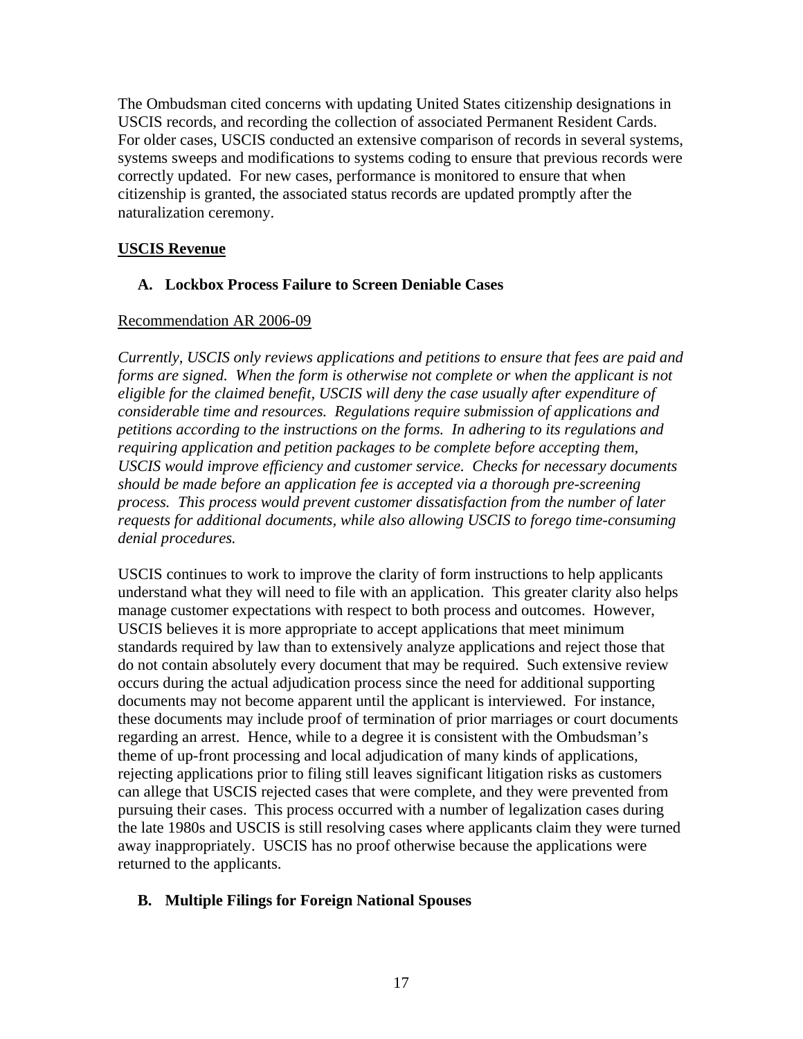The Ombudsman cited concerns with updating United States citizenship designations in USCIS records, and recording the collection of associated Permanent Resident Cards. For older cases, USCIS conducted an extensive comparison of records in several systems, systems sweeps and modifications to systems coding to ensure that previous records were correctly updated. For new cases, performance is monitored to ensure that when citizenship is granted, the associated status records are updated promptly after the naturalization ceremony.

## USCIS Revenue

### A. Lockbox Process Failure to Screen Deniable Cases

Recommendation AR 2006-09

*Currently, USCIS only reviews applications and petitions to ensure that fees are paid and forms are signed. When the form is otherwise not complete or when the applicant is not eligible for the claimed benefit, USCIS will deny the case usually after expenditure of considerable time and resources. Regulations require submission of applications and petitions according to the instructions on the forms. In adhering to its regulations and requiring application and petition packages to be complete before accepting them, USCIS would improve efficiency and customer service. Checks for necessary documents should be made before an application fee is accepted via a thorough pre-screening process. This process would prevent customer dissatisfaction from the number of later requests for additional documents, while also allowing USCIS to forego time-consuming denial procedures.*

USCIS continues to work to improve the clarity of form instructions to help applicants understand what they will need to file with an application. This greater clarity also helps manage customer expectations with respect to both process and outcomes. However, USCIS believes it is more appropriate to accept applications that meet minimum standards required by law than to extensively analyze applications and reject those that do not contain absolutely every document that may be required. Such extensive review occurs during the actual adjudication process since the need for additional supporting documents may not become apparent until the applicant is interviewed. For instance, these documents may include proof of termination of prior marriages or court documents regarding an arrest. Hence, while to a degree it is consistent with the Ombudsman's theme of up-front processing and local adjudication of many kinds of applications, rejecting applications prior to filing still leaves significant litigation risks as customers can allege that USCIS rejected cases that were complete, and they were prevented from pursuing their cases. This process occurred with a number of legalization cases during the late 1980s and USCIS is still resolving cases where applicants claim they were turned away inappropriately. USCIS has no proof otherwise because the applications were returned to the applicants.

### B. Multiple Filings for Foreign National Spouses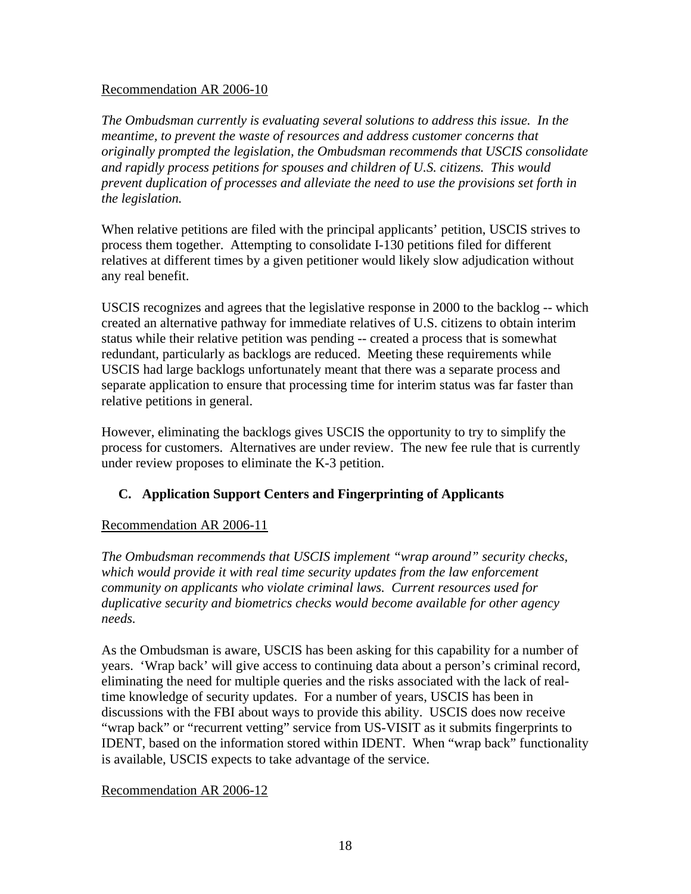Recommendation AR 2006-10

*The Ombudsman currently is evaluating several solutions to address this issue. In the meantime, to prevent the waste of resources and address customer concerns that originally prompted the legislation, the Ombudsman recommends that USCIS consolidate and rapidly process petitions for spouses and children of U.S. citizens. This would prevent duplication of processes and alleviate the need to use the provisions set forth in the legislation.*

When relative petitions are filed with the principal applicants' petition, USCIS strives to process them together. Attempting to consolidate I-130 petitions filed for different relatives at different times by a given petitioner would likely slow adjudication without any real benefit.

USCIS recognizes and agrees that the legislative response in 2000 to the backlog -- which created an alternative pathway for immediate relatives of U.S. citizens to obtain interim status while their relative petition was pending -- created a process that is somewhat redundant, particularly as backlogs are reduced. Meeting these requirements while USCIS had large backlogs unfortunately meant that there was a separate process and separate application to ensure that processing time for interim status was far faster than relative petitions in general.

However, eliminating the backlogs gives USCIS the opportunity to try to simplify the process for customers. Alternatives are under review. The new fee rule that is currently under review proposes to eliminate the K-3 petition.

## C. Application Support Centers and Fingerprinting of Applicants

Recommendation AR 2006-11

*The Ombudsman recommends that USCIS implement "wrap around" security checks, which would provide it with real time security updates from the law enforcement community on applicants who violate criminal laws. Current resources used for duplicative security and biometrics checks would become available for other agency needs.*

As the Ombudsman is aware, USCIS has been asking for this capability for a number of years. 'Wrap back' will give access to continuing data about a person's criminal record, eliminating the need for multiple queries and the risks associated with the lack of real-time knowledge of security updates. For a number of years, USCIS has been in discussions with the FBI about ways to provide this ability. USCIS does now receive "wrap back" or "recurrent vetting" service from US-VISIT as it submits fingerprints to IDENT, based on the information stored within IDENT. When "wrap back" functionality is available, USCIS expects to take advantage of the service.

Recommendation AR 2006-12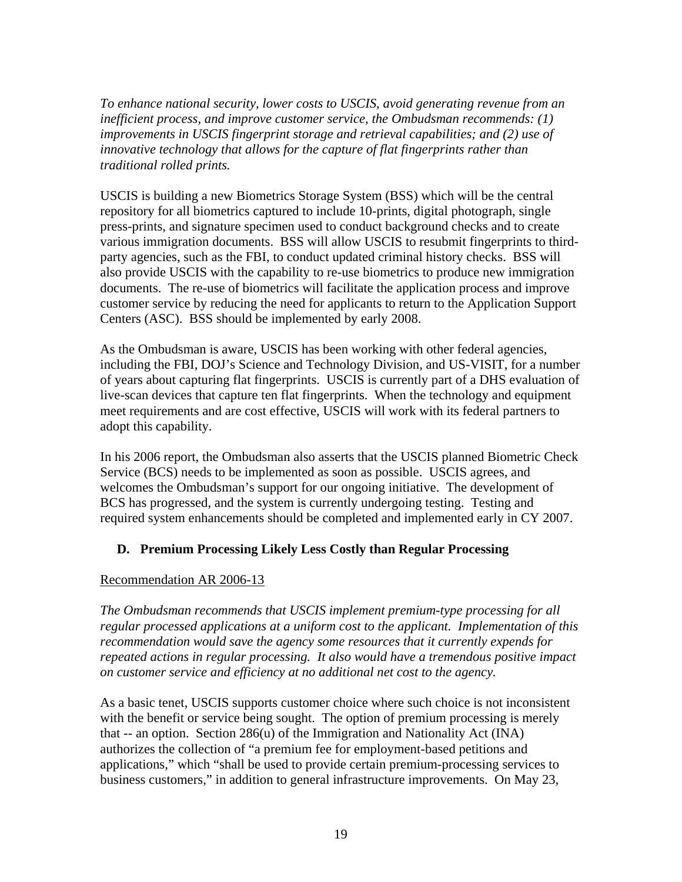*To enhance national security, lower costs to USCIS, avoid generating revenue from an inefficient process, and improve customer service, the Ombudsman recommends: (1) improvements in USCIS fingerprint storage and retrieval capabilities; and (2) use of innovative technology that allows for the capture of flat fingerprints rather than traditional rolled prints.*

USCIS is building a new Biometrics Storage System (BSS) which will be the central repository for all biometrics captured to include 10-prints, digital photograph, single press-prints, and signature specimen used to conduct background checks and to create various immigration documents. BSS will allow USCIS to resubmit fingerprints to third-party agencies, such as the FBI, to conduct updated criminal history checks. BSS will also provide USCIS with the capability to re-use biometrics to produce new immigration documents. The re-use of biometrics will facilitate the application process and improve customer service by reducing the need for applicants to return to the Application Support Centers (ASC). BSS should be implemented by early 2008.

As the Ombudsman is aware, USCIS has been working with other federal agencies, including the FBI, DOJ's Science and Technology Division, and US-VISIT, for a number of years about capturing flat fingerprints. USCIS is currently part of a DHS evaluation of live-scan devices that capture ten flat fingerprints. When the technology and equipment meet requirements and are cost effective, USCIS will work with its federal partners to adopt this capability.

In his 2006 report, the Ombudsman also asserts that the USCIS planned Biometric Check Service (BCS) needs to be implemented as soon as possible. USCIS agrees, and welcomes the Ombudsman's support for our ongoing initiative. The development of BCS has progressed, and the system is currently undergoing testing. Testing and required system enhancements should be completed and implemented early in CY 2007.

### D. Premium Processing Likely Less Costly than Regular Processing

<u>Recommendation AR 2006-13</u>

*The Ombudsman recommends that USCIS implement premium-type processing for all regular processed applications at a uniform cost to the applicant. Implementation of this recommendation would save the agency some resources that it currently expends for repeated actions in regular processing. It also would have a tremendous positive impact on customer service and efficiency at no additional net cost to the agency.*

As a basic tenet, USCIS supports customer choice where such choice is not inconsistent with the benefit or service being sought. The option of premium processing is merely that -- an option. Section 286(u) of the Immigration and Nationality Act (INA) authorizes the collection of "a premium fee for employment-based petitions and applications," which "shall be used to provide certain premium-processing services to business customers," in addition to general infrastructure improvements. On May 23,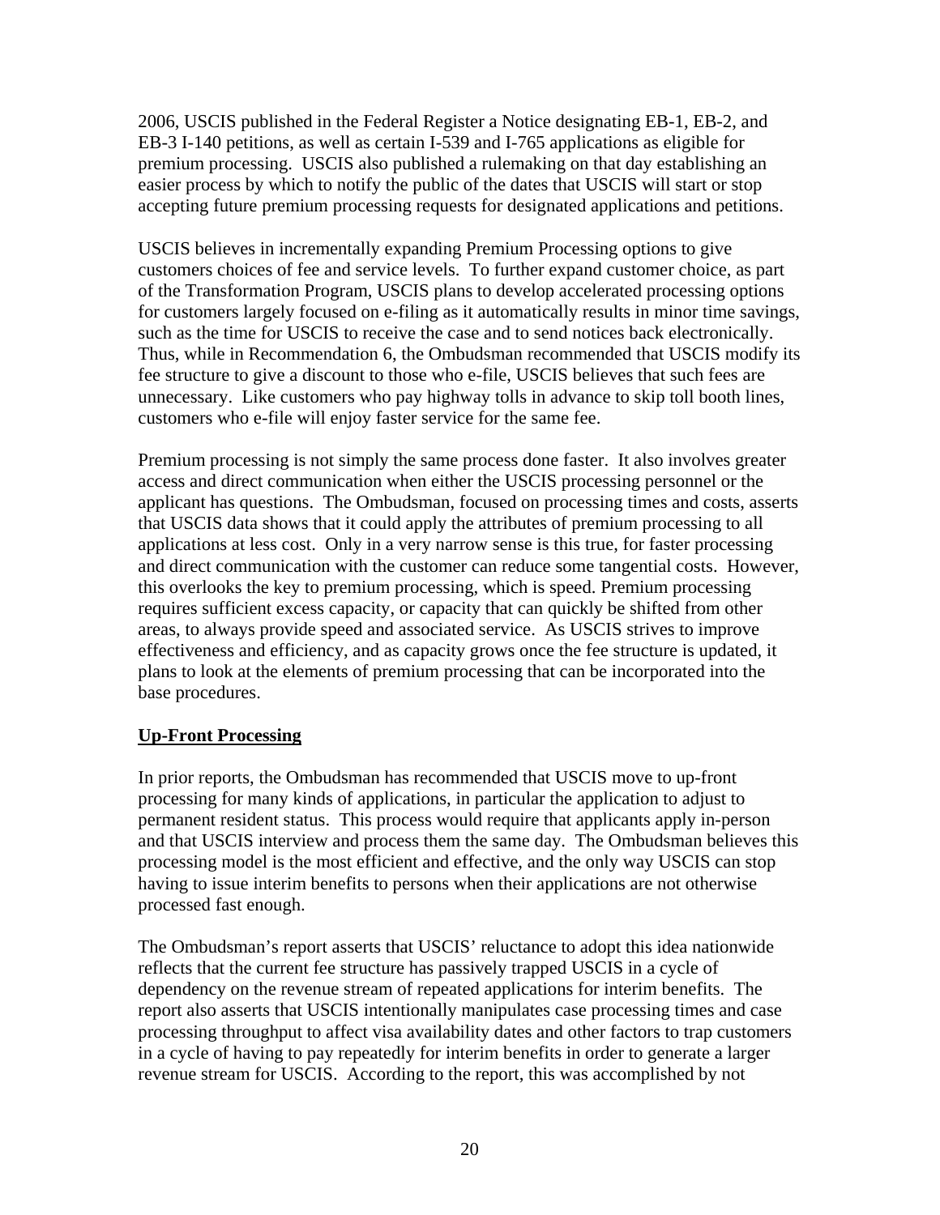2006, USCIS published in the Federal Register a Notice designating EB-1, EB-2, and EB-3 I-140 petitions, as well as certain I-539 and I-765 applications as eligible for premium processing. USCIS also published a rulemaking on that day establishing an easier process by which to notify the public of the dates that USCIS will start or stop accepting future premium processing requests for designated applications and petitions.

USCIS believes in incrementally expanding Premium Processing options to give customers choices of fee and service levels. To further expand customer choice, as part of the Transformation Program, USCIS plans to develop accelerated processing options for customers largely focused on e-filing as it automatically results in minor time savings, such as the time for USCIS to receive the case and to send notices back electronically. Thus, while in Recommendation 6, the Ombudsman recommended that USCIS modify its fee structure to give a discount to those who e-file, USCIS believes that such fees are unnecessary. Like customers who pay highway tolls in advance to skip toll booth lines, customers who e-file will enjoy faster service for the same fee.

Premium processing is not simply the same process done faster. It also involves greater access and direct communication when either the USCIS processing personnel or the applicant has questions. The Ombudsman, focused on processing times and costs, asserts that USCIS data shows that it could apply the attributes of premium processing to all applications at less cost. Only in a very narrow sense is this true, for faster processing and direct communication with the customer can reduce some tangential costs. However, this overlooks the key to premium processing, which is speed. Premium processing requires sufficient excess capacity, or capacity that can quickly be shifted from other areas, to always provide speed and associated service. As USCIS strives to improve effectiveness and efficiency, and as capacity grows once the fee structure is updated, it plans to look at the elements of premium processing that can be incorporated into the base procedures.

**Up-Front Processing**

In prior reports, the Ombudsman has recommended that USCIS move to up-front processing for many kinds of applications, in particular the application to adjust to permanent resident status. This process would require that applicants apply in-person and that USCIS interview and process them the same day. The Ombudsman believes this processing model is the most efficient and effective, and the only way USCIS can stop having to issue interim benefits to persons when their applications are not otherwise processed fast enough.

The Ombudsman's report asserts that USCIS' reluctance to adopt this idea nationwide reflects that the current fee structure has passively trapped USCIS in a cycle of dependency on the revenue stream of repeated applications for interim benefits. The report also asserts that USCIS intentionally manipulates case processing times and case processing throughput to affect visa availability dates and other factors to trap customers in a cycle of having to pay repeatedly for interim benefits in order to generate a larger revenue stream for USCIS. According to the report, this was accomplished by not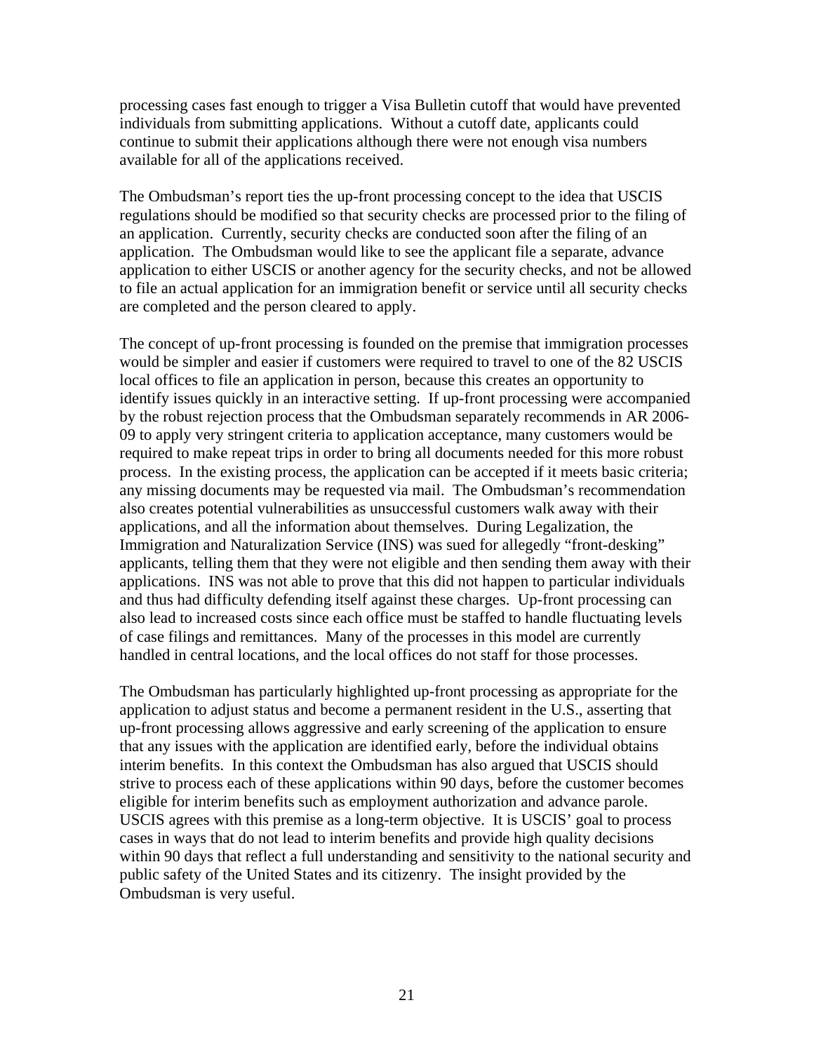processing cases fast enough to trigger a Visa Bulletin cutoff that would have prevented individuals from submitting applications. Without a cutoff date, applicants could continue to submit their applications although there were not enough visa numbers available for all of the applications received.

The Ombudsman's report ties the up-front processing concept to the idea that USCIS regulations should be modified so that security checks are processed prior to the filing of an application. Currently, security checks are conducted soon after the filing of an application. The Ombudsman would like to see the applicant file a separate, advance application to either USCIS or another agency for the security checks, and not be allowed to file an actual application for an immigration benefit or service until all security checks are completed and the person cleared to apply.

The concept of up-front processing is founded on the premise that immigration processes would be simpler and easier if customers were required to travel to one of the 82 USCIS local offices to file an application in person, because this creates an opportunity to identify issues quickly in an interactive setting. If up-front processing were accompanied by the robust rejection process that the Ombudsman separately recommends in AR 2006-09 to apply very stringent criteria to application acceptance, many customers would be required to make repeat trips in order to bring all documents needed for this more robust process. In the existing process, the application can be accepted if it meets basic criteria; any missing documents may be requested via mail. The Ombudsman's recommendation also creates potential vulnerabilities as unsuccessful customers walk away with their applications, and all the information about themselves. During Legalization, the Immigration and Naturalization Service (INS) was sued for allegedly "front-desking" applicants, telling them that they were not eligible and then sending them away with their applications. INS was not able to prove that this did not happen to particular individuals and thus had difficulty defending itself against these charges. Up-front processing can also lead to increased costs since each office must be staffed to handle fluctuating levels of case filings and remittances. Many of the processes in this model are currently handled in central locations, and the local offices do not staff for those processes.

The Ombudsman has particularly highlighted up-front processing as appropriate for the application to adjust status and become a permanent resident in the U.S., asserting that up-front processing allows aggressive and early screening of the application to ensure that any issues with the application are identified early, before the individual obtains interim benefits. In this context the Ombudsman has also argued that USCIS should strive to process each of these applications within 90 days, before the customer becomes eligible for interim benefits such as employment authorization and advance parole. USCIS agrees with this premise as a long-term objective. It is USCIS' goal to process cases in ways that do not lead to interim benefits and provide high quality decisions within 90 days that reflect a full understanding and sensitivity to the national security and public safety of the United States and its citizenry. The insight provided by the Ombudsman is very useful.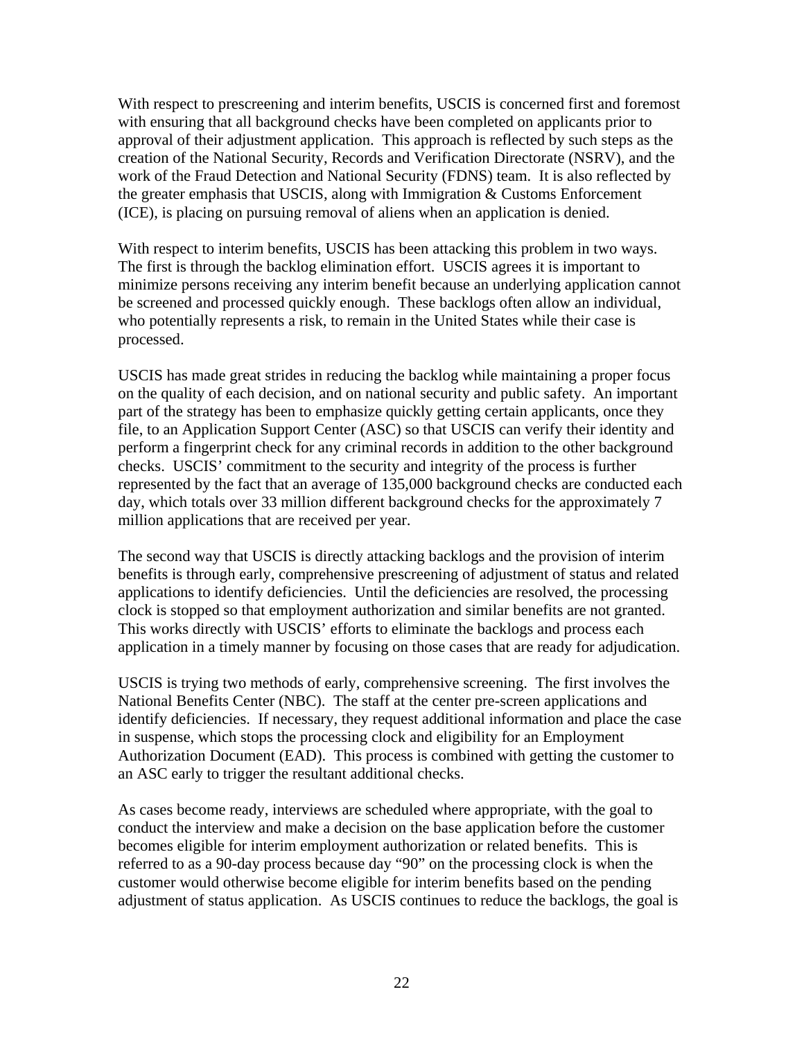With respect to prescreening and interim benefits, USCIS is concerned first and foremost with ensuring that all background checks have been completed on applicants prior to approval of their adjustment application. This approach is reflected by such steps as the creation of the National Security, Records and Verification Directorate (NSRV), and the work of the Fraud Detection and National Security (FDNS) team. It is also reflected by the greater emphasis that USCIS, along with Immigration & Customs Enforcement (ICE), is placing on pursuing removal of aliens when an application is denied.

With respect to interim benefits, USCIS has been attacking this problem in two ways. The first is through the backlog elimination effort. USCIS agrees it is important to minimize persons receiving any interim benefit because an underlying application cannot be screened and processed quickly enough. These backlogs often allow an individual, who potentially represents a risk, to remain in the United States while their case is processed.

USCIS has made great strides in reducing the backlog while maintaining a proper focus on the quality of each decision, and on national security and public safety. An important part of the strategy has been to emphasize quickly getting certain applicants, once they file, to an Application Support Center (ASC) so that USCIS can verify their identity and perform a fingerprint check for any criminal records in addition to the other background checks. USCIS' commitment to the security and integrity of the process is further represented by the fact that an average of 135,000 background checks are conducted each day, which totals over 33 million different background checks for the approximately 7 million applications that are received per year.

The second way that USCIS is directly attacking backlogs and the provision of interim benefits is through early, comprehensive prescreening of adjustment of status and related applications to identify deficiencies. Until the deficiencies are resolved, the processing clock is stopped so that employment authorization and similar benefits are not granted. This works directly with USCIS' efforts to eliminate the backlogs and process each application in a timely manner by focusing on those cases that are ready for adjudication.

USCIS is trying two methods of early, comprehensive screening. The first involves the National Benefits Center (NBC). The staff at the center pre-screen applications and identify deficiencies. If necessary, they request additional information and place the case in suspense, which stops the processing clock and eligibility for an Employment Authorization Document (EAD). This process is combined with getting the customer to an ASC early to trigger the resultant additional checks.

As cases become ready, interviews are scheduled where appropriate, with the goal to conduct the interview and make a decision on the base application before the customer becomes eligible for interim employment authorization or related benefits. This is referred to as a 90-day process because day "90" on the processing clock is when the customer would otherwise become eligible for interim benefits based on the pending adjustment of status application. As USCIS continues to reduce the backlogs, the goal is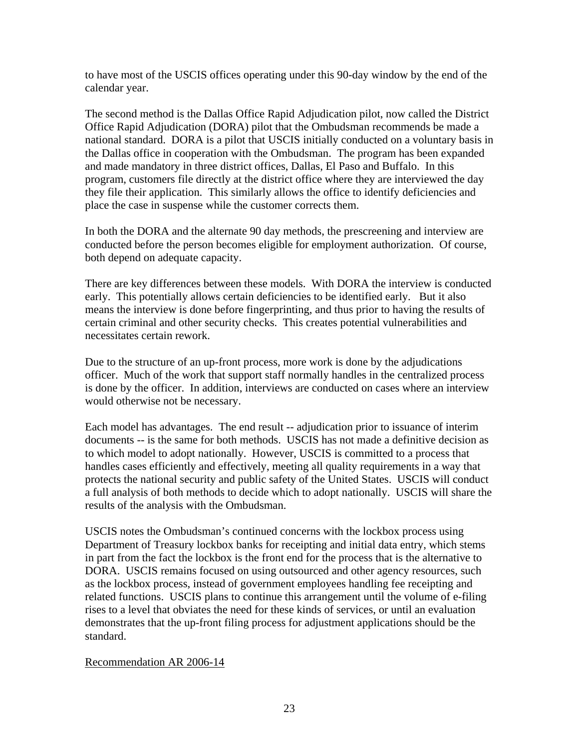to have most of the USCIS offices operating under this 90-day window by the end of the calendar year.

The second method is the Dallas Office Rapid Adjudication pilot, now called the District Office Rapid Adjudication (DORA) pilot that the Ombudsman recommends be made a national standard. DORA is a pilot that USCIS initially conducted on a voluntary basis in the Dallas office in cooperation with the Ombudsman. The program has been expanded and made mandatory in three district offices, Dallas, El Paso and Buffalo. In this program, customers file directly at the district office where they are interviewed the day they file their application. This similarly allows the office to identify deficiencies and place the case in suspense while the customer corrects them.

In both the DORA and the alternate 90 day methods, the prescreening and interview are conducted before the person becomes eligible for employment authorization. Of course, both depend on adequate capacity.

There are key differences between these models. With DORA the interview is conducted early. This potentially allows certain deficiencies to be identified early. But it also means the interview is done before fingerprinting, and thus prior to having the results of certain criminal and other security checks. This creates potential vulnerabilities and necessitates certain rework.

Due to the structure of an up-front process, more work is done by the adjudications officer. Much of the work that support staff normally handles in the centralized process is done by the officer. In addition, interviews are conducted on cases where an interview would otherwise not be necessary.

Each model has advantages. The end result -- adjudication prior to issuance of interim documents -- is the same for both methods. USCIS has not made a definitive decision as to which model to adopt nationally. However, USCIS is committed to a process that handles cases efficiently and effectively, meeting all quality requirements in a way that protects the national security and public safety of the United States. USCIS will conduct a full analysis of both methods to decide which to adopt nationally. USCIS will share the results of the analysis with the Ombudsman.

USCIS notes the Ombudsman's continued concerns with the lockbox process using Department of Treasury lockbox banks for receipting and initial data entry, which stems in part from the fact the lockbox is the front end for the process that is the alternative to DORA. USCIS remains focused on using outsourced and other agency resources, such as the lockbox process, instead of government employees handling fee receipting and related functions. USCIS plans to continue this arrangement until the volume of e-filing rises to a level that obviates the need for these kinds of services, or until an evaluation demonstrates that the up-front filing process for adjustment applications should be the standard.

Recommendation AR 2006-14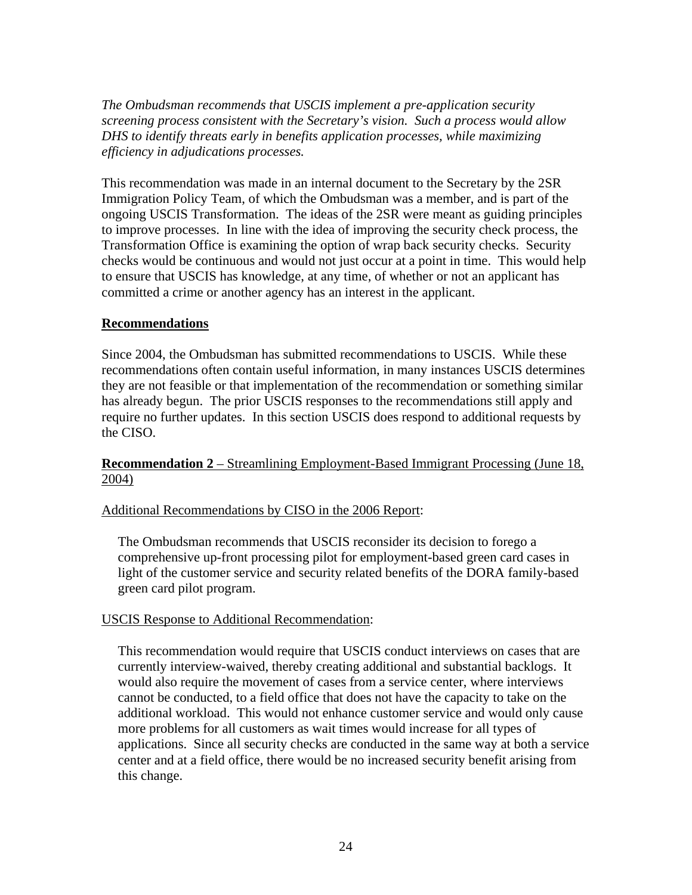*The Ombudsman recommends that USCIS implement a pre-application security screening process consistent with the Secretary's vision. Such a process would allow DHS to identify threats early in benefits application processes, while maximizing efficiency in adjudications processes.*

This recommendation was made in an internal document to the Secretary by the 2SR Immigration Policy Team, of which the Ombudsman was a member, and is part of the ongoing USCIS Transformation. The ideas of the 2SR were meant as guiding principles to improve processes. In line with the idea of improving the security check process, the Transformation Office is examining the option of wrap back security checks. Security checks would be continuous and would not just occur at a point in time. This would help to ensure that USCIS has knowledge, at any time, of whether or not an applicant has committed a crime or another agency has an interest in the applicant.

## Recommendations

Since 2004, the Ombudsman has submitted recommendations to USCIS. While these recommendations often contain useful information, in many instances USCIS determines they are not feasible or that implementation of the recommendation or something similar has already begun. The prior USCIS responses to the recommendations still apply and require no further updates. In this section USCIS does respond to additional requests by the CISO.

**Recommendation 2** – Streamlining Employment-Based Immigrant Processing (June 18, 2004)

Additional Recommendations by CISO in the 2006 Report:

> The Ombudsman recommends that USCIS reconsider its decision to forego a comprehensive up-front processing pilot for employment-based green card cases in light of the customer service and security related benefits of the DORA family-based green card pilot program.

USCIS Response to Additional Recommendation:

> This recommendation would require that USCIS conduct interviews on cases that are currently interview-waived, thereby creating additional and substantial backlogs. It would also require the movement of cases from a service center, where interviews cannot be conducted, to a field office that does not have the capacity to take on the additional workload. This would not enhance customer service and would only cause more problems for all customers as wait times would increase for all types of applications. Since all security checks are conducted in the same way at both a service center and at a field office, there would be no increased security benefit arising from this change.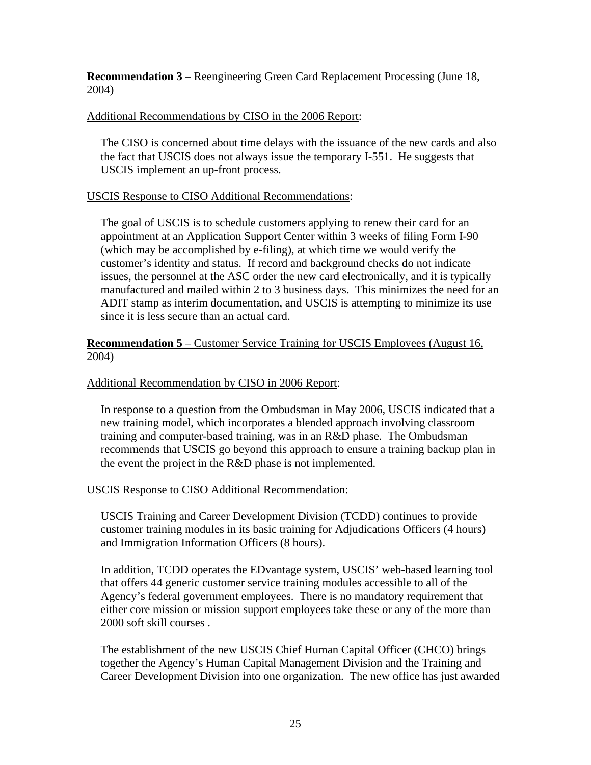**Recommendation 3** – Reengineering Green Card Replacement Processing (June 18, 2004)

Additional Recommendations by CISO in the 2006 Report:

The CISO is concerned about time delays with the issuance of the new cards and also the fact that USCIS does not always issue the temporary I-551. He suggests that USCIS implement an up-front process.

USCIS Response to CISO Additional Recommendations:

The goal of USCIS is to schedule customers applying to renew their card for an appointment at an Application Support Center within 3 weeks of filing Form I-90 (which may be accomplished by e-filing), at which time we would verify the customer's identity and status. If record and background checks do not indicate issues, the personnel at the ASC order the new card electronically, and it is typically manufactured and mailed within 2 to 3 business days. This minimizes the need for an ADIT stamp as interim documentation, and USCIS is attempting to minimize its use since it is less secure than an actual card.

**Recommendation 5** – Customer Service Training for USCIS Employees (August 16, 2004)

Additional Recommendation by CISO in 2006 Report:

In response to a question from the Ombudsman in May 2006, USCIS indicated that a new training model, which incorporates a blended approach involving classroom training and computer-based training, was in an R&D phase. The Ombudsman recommends that USCIS go beyond this approach to ensure a training backup plan in the event the project in the R&D phase is not implemented.

USCIS Response to CISO Additional Recommendation:

USCIS Training and Career Development Division (TCDD) continues to provide customer training modules in its basic training for Adjudications Officers (4 hours) and Immigration Information Officers (8 hours).

In addition, TCDD operates the EDvantage system, USCIS' web-based learning tool that offers 44 generic customer service training modules accessible to all of the Agency's federal government employees. There is no mandatory requirement that either core mission or mission support employees take these or any of the more than 2000 soft skill courses .

The establishment of the new USCIS Chief Human Capital Officer (CHCO) brings together the Agency's Human Capital Management Division and the Training and Career Development Division into one organization. The new office has just awarded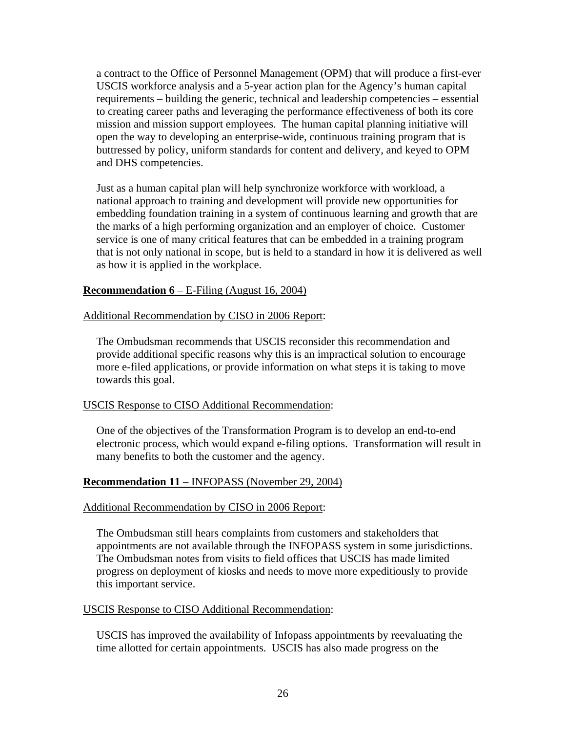a contract to the Office of Personnel Management (OPM) that will produce a first-ever USCIS workforce analysis and a 5-year action plan for the Agency's human capital requirements – building the generic, technical and leadership competencies – essential to creating career paths and leveraging the performance effectiveness of both its core mission and mission support employees. The human capital planning initiative will open the way to developing an enterprise-wide, continuous training program that is buttressed by policy, uniform standards for content and delivery, and keyed to OPM and DHS competencies.

Just as a human capital plan will help synchronize workforce with workload, a national approach to training and development will provide new opportunities for embedding foundation training in a system of continuous learning and growth that are the marks of a high performing organization and an employer of choice. Customer service is one of many critical features that can be embedded in a training program that is not only national in scope, but is held to a standard in how it is delivered as well as how it is applied in the workplace.

**Recommendation 6** – E-Filing (August 16, 2004)

Additional Recommendation by CISO in 2006 Report:

The Ombudsman recommends that USCIS reconsider this recommendation and provide additional specific reasons why this is an impractical solution to encourage more e-filed applications, or provide information on what steps it is taking to move towards this goal.

USCIS Response to CISO Additional Recommendation:

One of the objectives of the Transformation Program is to develop an end-to-end electronic process, which would expand e-filing options. Transformation will result in many benefits to both the customer and the agency.

**Recommendation 11** – INFOPASS (November 29, 2004)

Additional Recommendation by CISO in 2006 Report:

The Ombudsman still hears complaints from customers and stakeholders that appointments are not available through the INFOPASS system in some jurisdictions. The Ombudsman notes from visits to field offices that USCIS has made limited progress on deployment of kiosks and needs to move more expeditiously to provide this important service.

USCIS Response to CISO Additional Recommendation:

USCIS has improved the availability of Infopass appointments by reevaluating the time allotted for certain appointments. USCIS has also made progress on the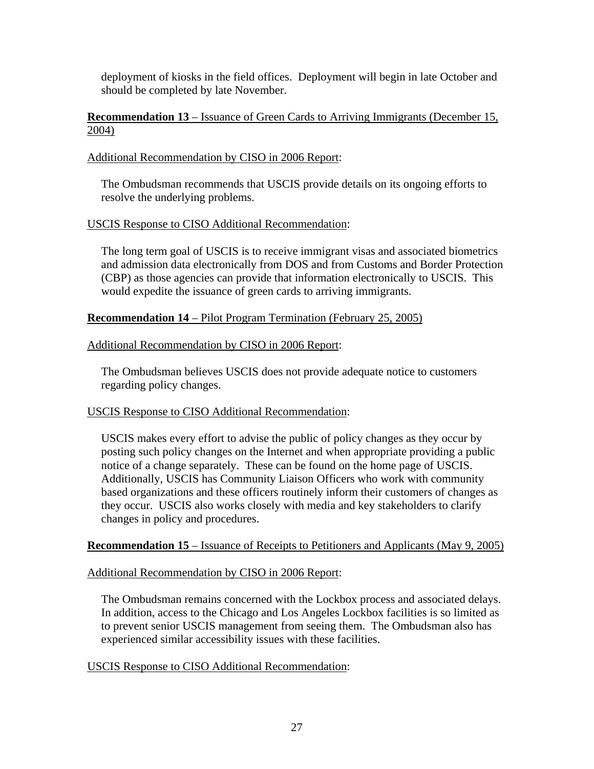deployment of kiosks in the field offices. Deployment will begin in late October and should be completed by late November.

**Recommendation 13** – Issuance of Green Cards to Arriving Immigrants (December 15, 2004)

Additional Recommendation by CISO in 2006 Report:

The Ombudsman recommends that USCIS provide details on its ongoing efforts to resolve the underlying problems.

USCIS Response to CISO Additional Recommendation:

The long term goal of USCIS is to receive immigrant visas and associated biometrics and admission data electronically from DOS and from Customs and Border Protection (CBP) as those agencies can provide that information electronically to USCIS. This would expedite the issuance of green cards to arriving immigrants.

**Recommendation 14** – Pilot Program Termination (February 25, 2005)

Additional Recommendation by CISO in 2006 Report:

The Ombudsman believes USCIS does not provide adequate notice to customers regarding policy changes.

USCIS Response to CISO Additional Recommendation:

USCIS makes every effort to advise the public of policy changes as they occur by posting such policy changes on the Internet and when appropriate providing a public notice of a change separately. These can be found on the home page of USCIS. Additionally, USCIS has Community Liaison Officers who work with community based organizations and these officers routinely inform their customers of changes as they occur. USCIS also works closely with media and key stakeholders to clarify changes in policy and procedures.

**Recommendation 15** – Issuance of Receipts to Petitioners and Applicants (May 9, 2005)

Additional Recommendation by CISO in 2006 Report:

The Ombudsman remains concerned with the Lockbox process and associated delays. In addition, access to the Chicago and Los Angeles Lockbox facilities is so limited as to prevent senior USCIS management from seeing them. The Ombudsman also has experienced similar accessibility issues with these facilities.

USCIS Response to CISO Additional Recommendation: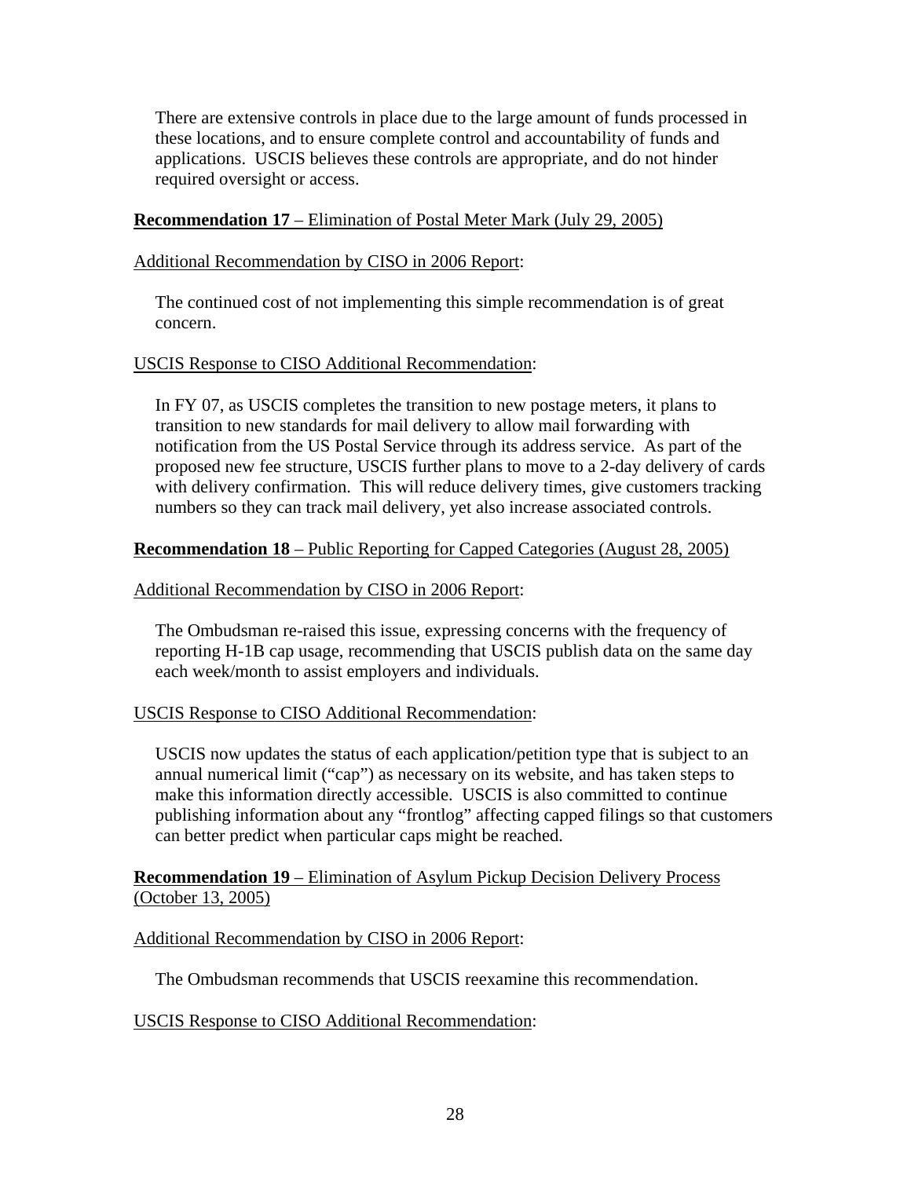There are extensive controls in place due to the large amount of funds processed in these locations, and to ensure complete control and accountability of funds and applications. USCIS believes these controls are appropriate, and do not hinder required oversight or access.

**Recommendation 17** – Elimination of Postal Meter Mark (July 29, 2005)

Additional Recommendation by CISO in 2006 Report:

The continued cost of not implementing this simple recommendation is of great concern.

USCIS Response to CISO Additional Recommendation:

In FY 07, as USCIS completes the transition to new postage meters, it plans to transition to new standards for mail delivery to allow mail forwarding with notification from the US Postal Service through its address service. As part of the proposed new fee structure, USCIS further plans to move to a 2-day delivery of cards with delivery confirmation. This will reduce delivery times, give customers tracking numbers so they can track mail delivery, yet also increase associated controls.

**Recommendation 18** – Public Reporting for Capped Categories (August 28, 2005)

Additional Recommendation by CISO in 2006 Report:

The Ombudsman re-raised this issue, expressing concerns with the frequency of reporting H-1B cap usage, recommending that USCIS publish data on the same day each week/month to assist employers and individuals.

USCIS Response to CISO Additional Recommendation:

USCIS now updates the status of each application/petition type that is subject to an annual numerical limit ("cap") as necessary on its website, and has taken steps to make this information directly accessible. USCIS is also committed to continue publishing information about any "frontlog" affecting capped filings so that customers can better predict when particular caps might be reached.

**Recommendation 19** – Elimination of Asylum Pickup Decision Delivery Process (October 13, 2005)

Additional Recommendation by CISO in 2006 Report:

The Ombudsman recommends that USCIS reexamine this recommendation.

USCIS Response to CISO Additional Recommendation: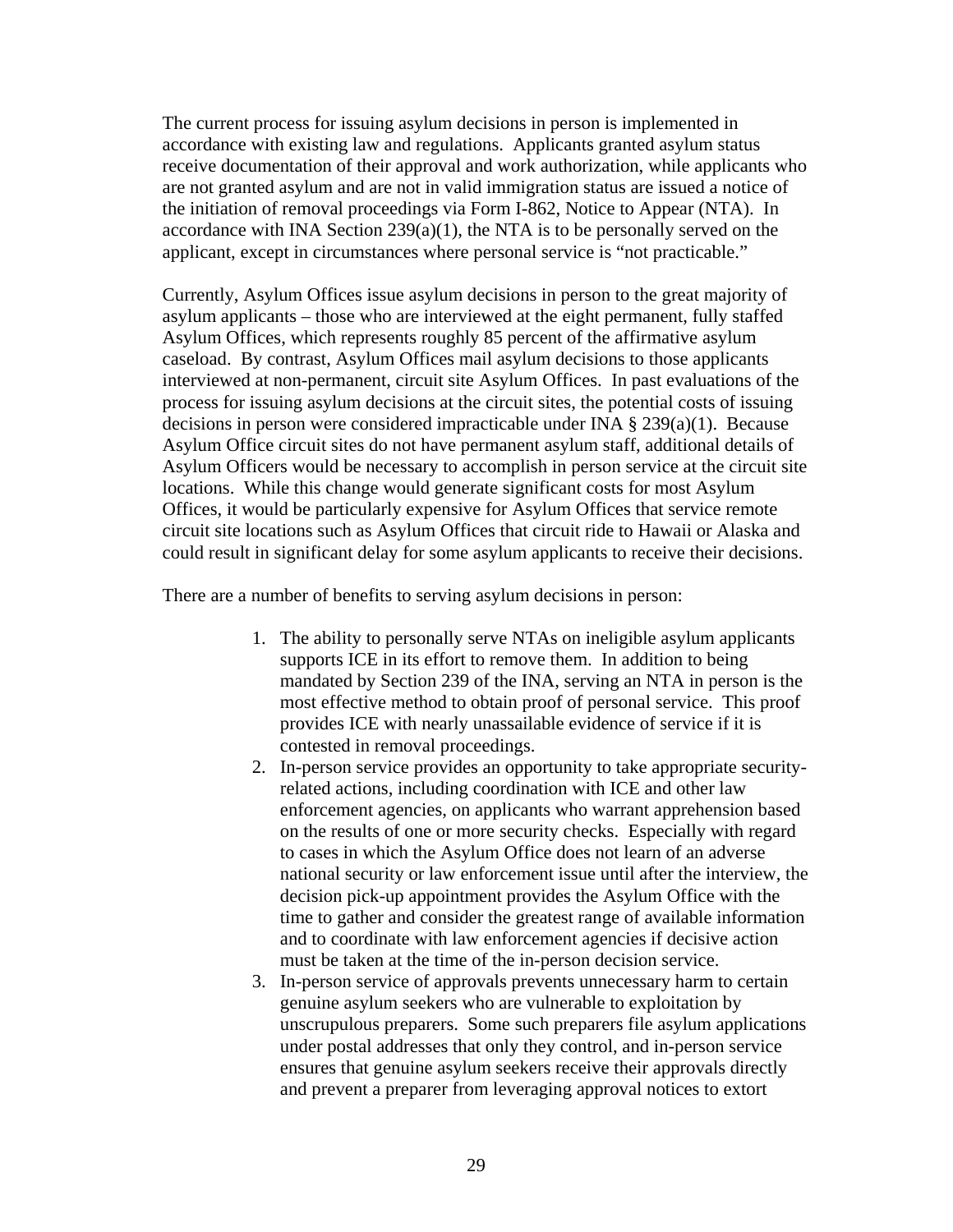The current process for issuing asylum decisions in person is implemented in accordance with existing law and regulations. Applicants granted asylum status receive documentation of their approval and work authorization, while applicants who are not granted asylum and are not in valid immigration status are issued a notice of the initiation of removal proceedings via Form I-862, Notice to Appear (NTA). In accordance with INA Section 239(a)(1), the NTA is to be personally served on the applicant, except in circumstances where personal service is "not practicable."

Currently, Asylum Offices issue asylum decisions in person to the great majority of asylum applicants – those who are interviewed at the eight permanent, fully staffed Asylum Offices, which represents roughly 85 percent of the affirmative asylum caseload. By contrast, Asylum Offices mail asylum decisions to those applicants interviewed at non-permanent, circuit site Asylum Offices. In past evaluations of the process for issuing asylum decisions at the circuit sites, the potential costs of issuing decisions in person were considered impracticable under INA § 239(a)(1). Because Asylum Office circuit sites do not have permanent asylum staff, additional details of Asylum Officers would be necessary to accomplish in person service at the circuit site locations. While this change would generate significant costs for most Asylum Offices, it would be particularly expensive for Asylum Offices that service remote circuit site locations such as Asylum Offices that circuit ride to Hawaii or Alaska and could result in significant delay for some asylum applicants to receive their decisions.

There are a number of benefits to serving asylum decisions in person:

1. The ability to personally serve NTAs on ineligible asylum applicants supports ICE in its effort to remove them. In addition to being mandated by Section 239 of the INA, serving an NTA in person is the most effective method to obtain proof of personal service. This proof provides ICE with nearly unassailable evidence of service if it is contested in removal proceedings.
2. In-person service provides an opportunity to take appropriate security-related actions, including coordination with ICE and other law enforcement agencies, on applicants who warrant apprehension based on the results of one or more security checks. Especially with regard to cases in which the Asylum Office does not learn of an adverse national security or law enforcement issue until after the interview, the decision pick-up appointment provides the Asylum Office with the time to gather and consider the greatest range of available information and to coordinate with law enforcement agencies if decisive action must be taken at the time of the in-person decision service.
3. In-person service of approvals prevents unnecessary harm to certain genuine asylum seekers who are vulnerable to exploitation by unscrupulous preparers. Some such preparers file asylum applications under postal addresses that only they control, and in-person service ensures that genuine asylum seekers receive their approvals directly and prevent a preparer from leveraging approval notices to extort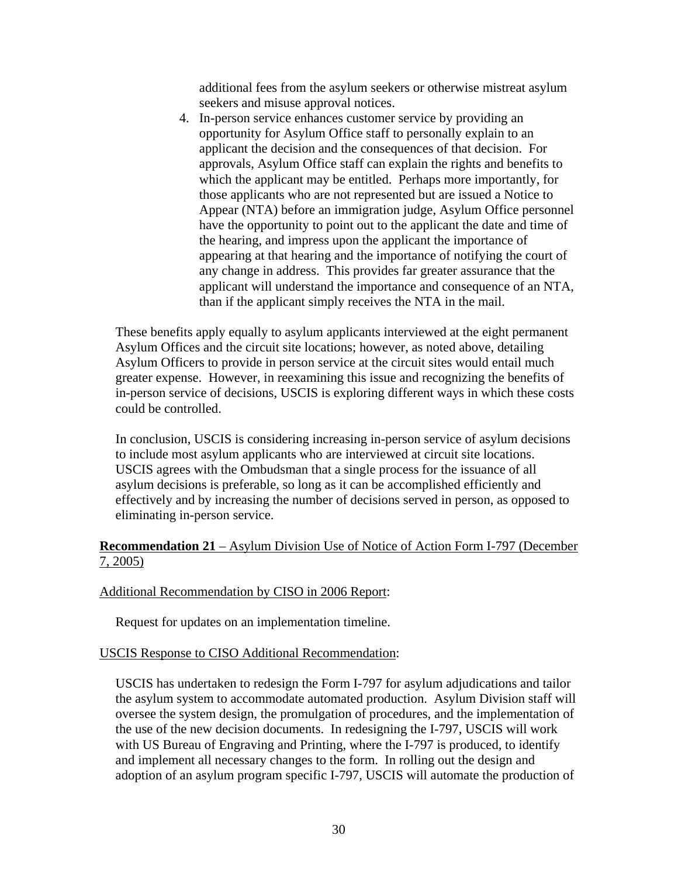additional fees from the asylum seekers or otherwise mistreat asylum seekers and misuse approval notices.

4. In-person service enhances customer service by providing an opportunity for Asylum Office staff to personally explain to an applicant the decision and the consequences of that decision. For approvals, Asylum Office staff can explain the rights and benefits to which the applicant may be entitled. Perhaps more importantly, for those applicants who are not represented but are issued a Notice to Appear (NTA) before an immigration judge, Asylum Office personnel have the opportunity to point out to the applicant the date and time of the hearing, and impress upon the applicant the importance of appearing at that hearing and the importance of notifying the court of any change in address. This provides far greater assurance that the applicant will understand the importance and consequence of an NTA, than if the applicant simply receives the NTA in the mail.

These benefits apply equally to asylum applicants interviewed at the eight permanent Asylum Offices and the circuit site locations; however, as noted above, detailing Asylum Officers to provide in person service at the circuit sites would entail much greater expense. However, in reexamining this issue and recognizing the benefits of in-person service of decisions, USCIS is exploring different ways in which these costs could be controlled.

In conclusion, USCIS is considering increasing in-person service of asylum decisions to include most asylum applicants who are interviewed at circuit site locations. USCIS agrees with the Ombudsman that a single process for the issuance of all asylum decisions is preferable, so long as it can be accomplished efficiently and effectively and by increasing the number of decisions served in person, as opposed to eliminating in-person service.

**Recommendation 21** – Asylum Division Use of Notice of Action Form I-797 (December 7, 2005)

Additional Recommendation by CISO in 2006 Report:

Request for updates on an implementation timeline.

USCIS Response to CISO Additional Recommendation:

USCIS has undertaken to redesign the Form I-797 for asylum adjudications and tailor the asylum system to accommodate automated production. Asylum Division staff will oversee the system design, the promulgation of procedures, and the implementation of the use of the new decision documents. In redesigning the I-797, USCIS will work with US Bureau of Engraving and Printing, where the I-797 is produced, to identify and implement all necessary changes to the form. In rolling out the design and adoption of an asylum program specific I-797, USCIS will automate the production of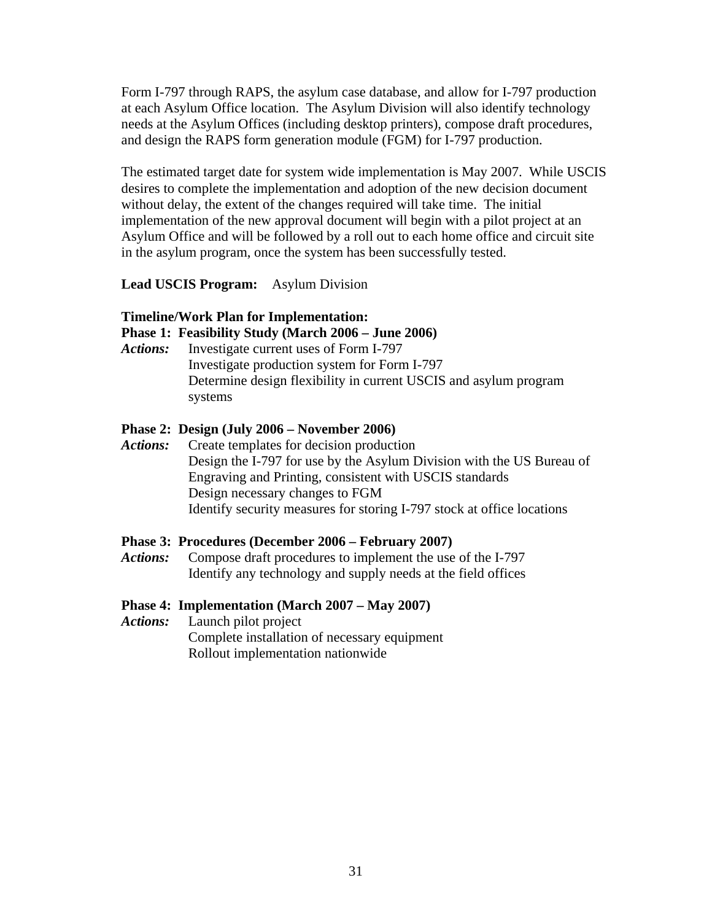Form I-797 through RAPS, the asylum case database, and allow for I-797 production at each Asylum Office location. The Asylum Division will also identify technology needs at the Asylum Offices (including desktop printers), compose draft procedures, and design the RAPS form generation module (FGM) for I-797 production.

The estimated target date for system wide implementation is May 2007. While USCIS desires to complete the implementation and adoption of the new decision document without delay, the extent of the changes required will take time. The initial implementation of the new approval document will begin with a pilot project at an Asylum Office and will be followed by a roll out to each home office and circuit site in the asylum program, once the system has been successfully tested.

**Lead USCIS Program:** Asylum Division

**Timeline/Work Plan for Implementation:**

**Phase 1: Feasibility Study (March 2006 – June 2006)**

***Actions:***
- Investigate current uses of Form I-797
- Investigate production system for Form I-797
- Determine design flexibility in current USCIS and asylum program systems

**Phase 2: Design (July 2006 – November 2006)**

***Actions:***
- Create templates for decision production
- Design the I-797 for use by the Asylum Division with the US Bureau of Engraving and Printing, consistent with USCIS standards
- Design necessary changes to FGM
- Identify security measures for storing I-797 stock at office locations

**Phase 3: Procedures (December 2006 – February 2007)**

***Actions:***
- Compose draft procedures to implement the use of the I-797
- Identify any technology and supply needs at the field offices

**Phase 4: Implementation (March 2007 – May 2007)**

***Actions:***
- Launch pilot project
- Complete installation of necessary equipment
- Rollout implementation nationwide